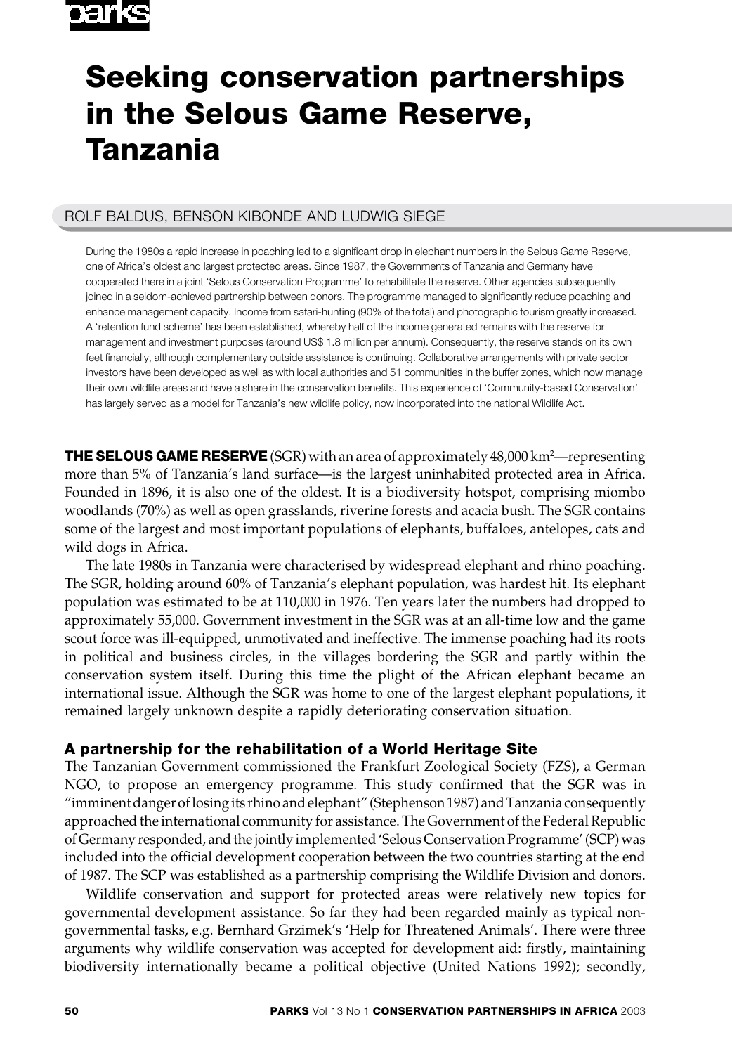# Seeking conservation partnerships in the Selous Game Reserve, Tanzania

ROLF BALDUS, BENSON KIBONDE AND LUDWIG SIEGE

During the 1980s a rapid increase in poaching led to a significant drop in elephant numbers in the Selous Game Reserve, one of Africa's oldest and largest protected areas. Since 1987, the Governments of Tanzania and Germany have cooperated there in a joint 'Selous Conservation Programme' to rehabilitate the reserve. Other agencies subsequently joined in a seldom-achieved partnership between donors. The programme managed to significantly reduce poaching and enhance management capacity. Income from safari-hunting (90% of the total) and photographic tourism greatly increased. A 'retention fund scheme' has been established, whereby half of the income generated remains with the reserve for management and investment purposes (around US$ 1.8 million per annum). Consequently, the reserve stands on its own feet financially, although complementary outside assistance is continuing. Collaborative arrangements with private sector investors have been developed as well as with local authorities and 51 communities in the buffer zones, which now manage their own wildlife areas and have a share in the conservation benefits. This experience of 'Community-based Conservation' has largely served as a model for Tanzania's new wildlife policy, now incorporated into the national Wildlife Act.

**THE SELOUS GAME RESERVE** (SGR) with an area of approximately 48,000 km$^2$—representing more than 5% of Tanzania's land surface—is the largest uninhabited protected area in Africa. Founded in 1896, it is also one of the oldest. It is a biodiversity hotspot, comprising miombo woodlands (70%) as well as open grasslands, riverine forests and acacia bush. The SGR contains some of the largest and most important populations of elephants, buffaloes, antelopes, cats and wild dogs in Africa.

The late 1980s in Tanzania were characterised by widespread elephant and rhino poaching. The SGR, holding around 60% of Tanzania's elephant population, was hardest hit. Its elephant population was estimated to be at 110,000 in 1976. Ten years later the numbers had dropped to approximately 55,000. Government investment in the SGR was at an all-time low and the game scout force was ill-equipped, unmotivated and ineffective. The immense poaching had its roots in political and business circles, in the villages bordering the SGR and partly within the conservation system itself. During this time the plight of the African elephant became an international issue. Although the SGR was home to one of the largest elephant populations, it remained largely unknown despite a rapidly deteriorating conservation situation.

## A partnership for the rehabilitation of a World Heritage Site

The Tanzanian Government commissioned the Frankfurt Zoological Society (FZS), a German NGO, to propose an emergency programme. This study confirmed that the SGR was in "imminent danger of losing its rhino and elephant" (Stephenson 1987) and Tanzania consequently approached the international community for assistance. The Government of the Federal Republic of Germany responded, and the jointly implemented 'Selous Conservation Programme' (SCP) was included into the official development cooperation between the two countries starting at the end of 1987. The SCP was established as a partnership comprising the Wildlife Division and donors.

Wildlife conservation and support for protected areas were relatively new topics for governmental development assistance. So far they had been regarded mainly as typical non-governmental tasks, e.g. Bernhard Grzimek's 'Help for Threatened Animals'. There were three arguments why wildlife conservation was accepted for development aid: firstly, maintaining biodiversity internationally became a political objective (United Nations 1992); secondly,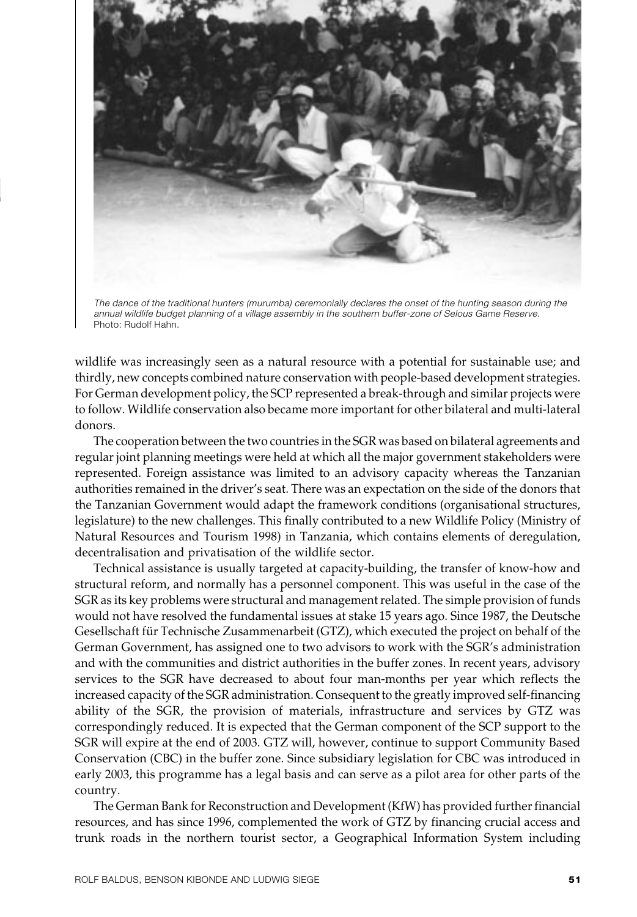*The dance of the traditional hunters (murumba) ceremonially declares the onset of the hunting season during the annual wildlife budget planning of a village assembly in the southern buffer-zone of Selous Game Reserve.* Photo: Rudolf Hahn.

wildlife was increasingly seen as a natural resource with a potential for sustainable use; and thirdly, new concepts combined nature conservation with people-based development strategies. For German development policy, the SCP represented a break-through and similar projects were to follow. Wildlife conservation also became more important for other bilateral and multi-lateral donors.

The cooperation between the two countries in the SGR was based on bilateral agreements and regular joint planning meetings were held at which all the major government stakeholders were represented. Foreign assistance was limited to an advisory capacity whereas the Tanzanian authorities remained in the driver's seat. There was an expectation on the side of the donors that the Tanzanian Government would adapt the framework conditions (organisational structures, legislature) to the new challenges. This finally contributed to a new Wildlife Policy (Ministry of Natural Resources and Tourism 1998) in Tanzania, which contains elements of deregulation, decentralisation and privatisation of the wildlife sector.

Technical assistance is usually targeted at capacity-building, the transfer of know-how and structural reform, and normally has a personnel component. This was useful in the case of the SGR as its key problems were structural and management related. The simple provision of funds would not have resolved the fundamental issues at stake 15 years ago. Since 1987, the Deutsche Gesellschaft für Technische Zusammenarbeit (GTZ), which executed the project on behalf of the German Government, has assigned one to two advisors to work with the SGR's administration and with the communities and district authorities in the buffer zones. In recent years, advisory services to the SGR have decreased to about four man-months per year which reflects the increased capacity of the SGR administration. Consequent to the greatly improved self-financing ability of the SGR, the provision of materials, infrastructure and services by GTZ was correspondingly reduced. It is expected that the German component of the SCP support to the SGR will expire at the end of 2003. GTZ will, however, continue to support Community Based Conservation (CBC) in the buffer zone. Since subsidiary legislation for CBC was introduced in early 2003, this programme has a legal basis and can serve as a pilot area for other parts of the country.

The German Bank for Reconstruction and Development (KfW) has provided further financial resources, and has since 1996, complemented the work of GTZ by financing crucial access and trunk roads in the northern tourist sector, a Geographical Information System including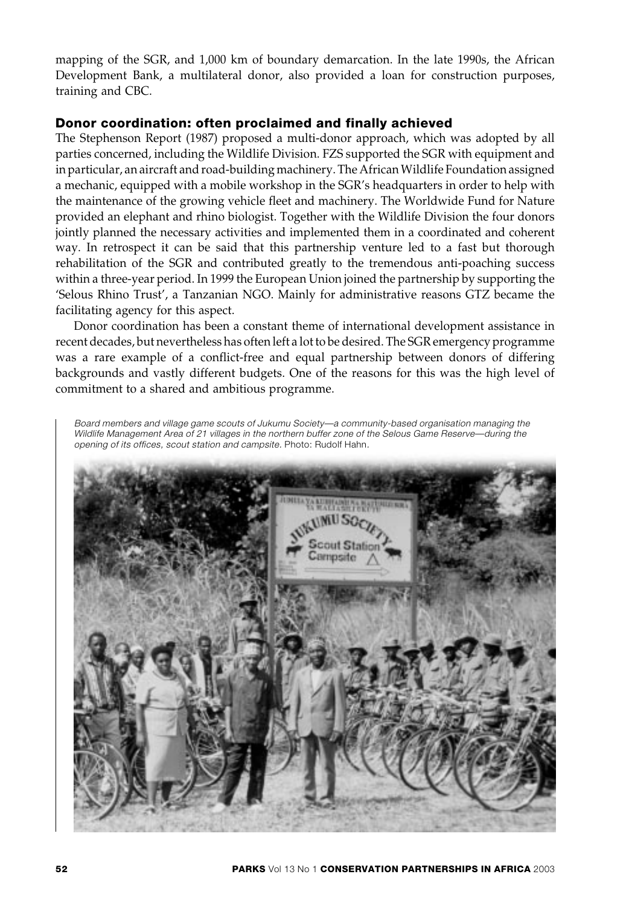mapping of the SGR, and 1,000 km of boundary demarcation. In the late 1990s, the African Development Bank, a multilateral donor, also provided a loan for construction purposes, training and CBC.

## Donor coordination: often proclaimed and finally achieved

The Stephenson Report (1987) proposed a multi-donor approach, which was adopted by all parties concerned, including the Wildlife Division. FZS supported the SGR with equipment and in particular, an aircraft and road-building machinery. The African Wildlife Foundation assigned a mechanic, equipped with a mobile workshop in the SGR's headquarters in order to help with the maintenance of the growing vehicle fleet and machinery. The Worldwide Fund for Nature provided an elephant and rhino biologist. Together with the Wildlife Division the four donors jointly planned the necessary activities and implemented them in a coordinated and coherent way. In retrospect it can be said that this partnership venture led to a fast but thorough rehabilitation of the SGR and contributed greatly to the tremendous anti-poaching success within a three-year period. In 1999 the European Union joined the partnership by supporting the 'Selous Rhino Trust', a Tanzanian NGO. Mainly for administrative reasons GTZ became the facilitating agency for this aspect.

Donor coordination has been a constant theme of international development assistance in recent decades, but nevertheless has often left a lot to be desired. The SGR emergency programme was a rare example of a conflict-free and equal partnership between donors of differing backgrounds and vastly different budgets. One of the reasons for this was the high level of commitment to a shared and ambitious programme.

*Board members and village game scouts of Jukumu Society—a community-based organisation managing the Wildlife Management Area of 21 villages in the northern buffer zone of the Selous Game Reserve—during the opening of its offices, scout station and campsite.* Photo: Rudolf Hahn.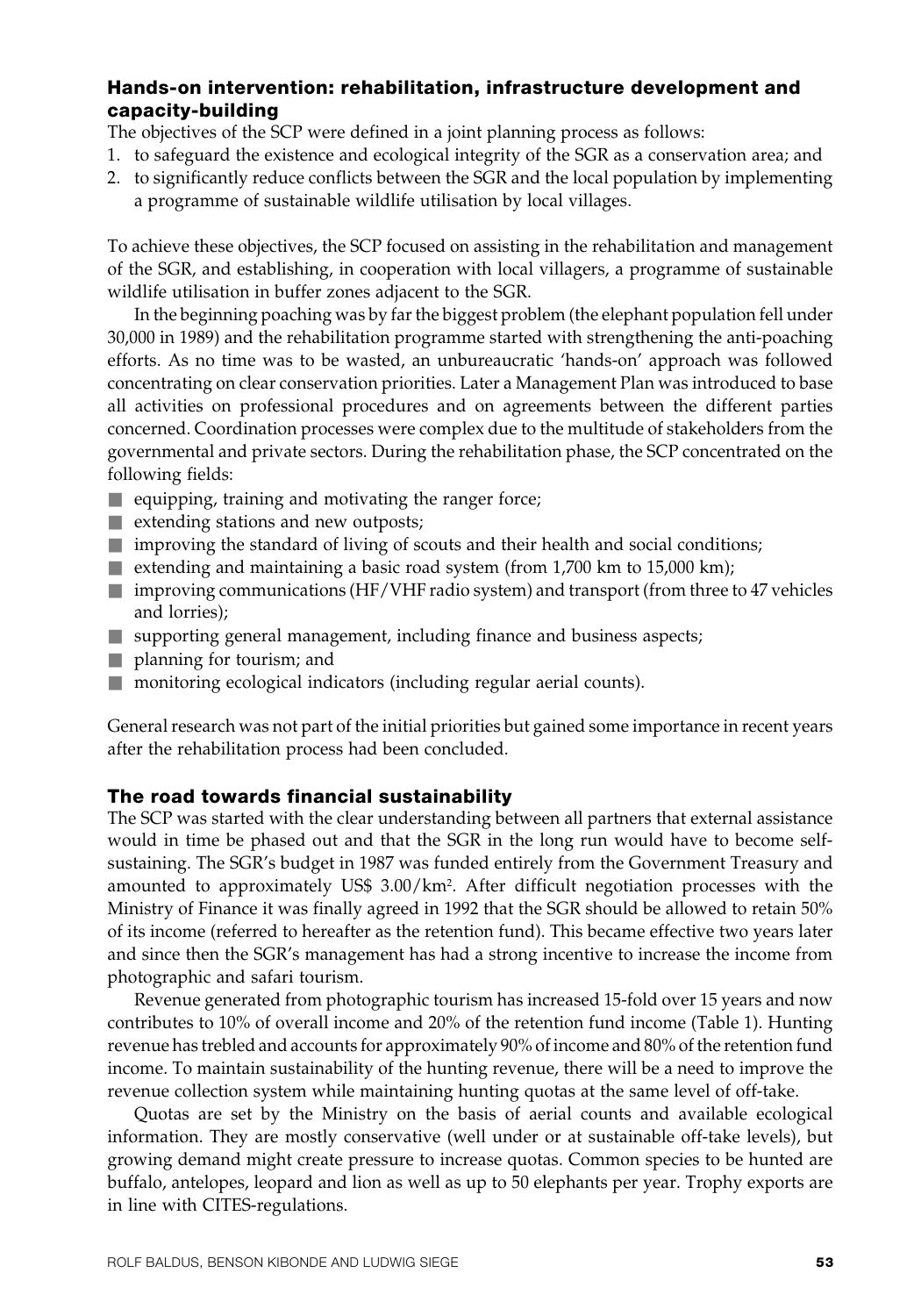## Hands-on intervention: rehabilitation, infrastructure development and capacity-building

The objectives of the SCP were defined in a joint planning process as follows:

1. to safeguard the existence and ecological integrity of the SGR as a conservation area; and
2. to significantly reduce conflicts between the SGR and the local population by implementing a programme of sustainable wildlife utilisation by local villages.

To achieve these objectives, the SCP focused on assisting in the rehabilitation and management of the SGR, and establishing, in cooperation with local villagers, a programme of sustainable wildlife utilisation in buffer zones adjacent to the SGR.

In the beginning poaching was by far the biggest problem (the elephant population fell under 30,000 in 1989) and the rehabilitation programme started with strengthening the anti-poaching efforts. As no time was to be wasted, an unbureaucratic 'hands-on' approach was followed concentrating on clear conservation priorities. Later a Management Plan was introduced to base all activities on professional procedures and on agreements between the different parties concerned. Coordination processes were complex due to the multitude of stakeholders from the governmental and private sectors. During the rehabilitation phase, the SCP concentrated on the following fields:

- equipping, training and motivating the ranger force;
- extending stations and new outposts;
- improving the standard of living of scouts and their health and social conditions;
- extending and maintaining a basic road system (from 1,700 km to 15,000 km);
- improving communications (HF/VHF radio system) and transport (from three to 47 vehicles and lorries);
- supporting general management, including finance and business aspects;
- planning for tourism; and
- monitoring ecological indicators (including regular aerial counts).

General research was not part of the initial priorities but gained some importance in recent years after the rehabilitation process had been concluded.

## The road towards financial sustainability

The SCP was started with the clear understanding between all partners that external assistance would in time be phased out and that the SGR in the long run would have to become self-sustaining. The SGR's budget in 1987 was funded entirely from the Government Treasury and amounted to approximately US$ 3.00/km$^2$. After difficult negotiation processes with the Ministry of Finance it was finally agreed in 1992 that the SGR should be allowed to retain 50% of its income (referred to hereafter as the retention fund). This became effective two years later and since then the SGR's management has had a strong incentive to increase the income from photographic and safari tourism.

Revenue generated from photographic tourism has increased 15-fold over 15 years and now contributes to 10% of overall income and 20% of the retention fund income (Table 1). Hunting revenue has trebled and accounts for approximately 90% of income and 80% of the retention fund income. To maintain sustainability of the hunting revenue, there will be a need to improve the revenue collection system while maintaining hunting quotas at the same level of off-take.

Quotas are set by the Ministry on the basis of aerial counts and available ecological information. They are mostly conservative (well under or at sustainable off-take levels), but growing demand might create pressure to increase quotas. Common species to be hunted are buffalo, antelopes, leopard and lion as well as up to 50 elephants per year. Trophy exports are in line with CITES-regulations.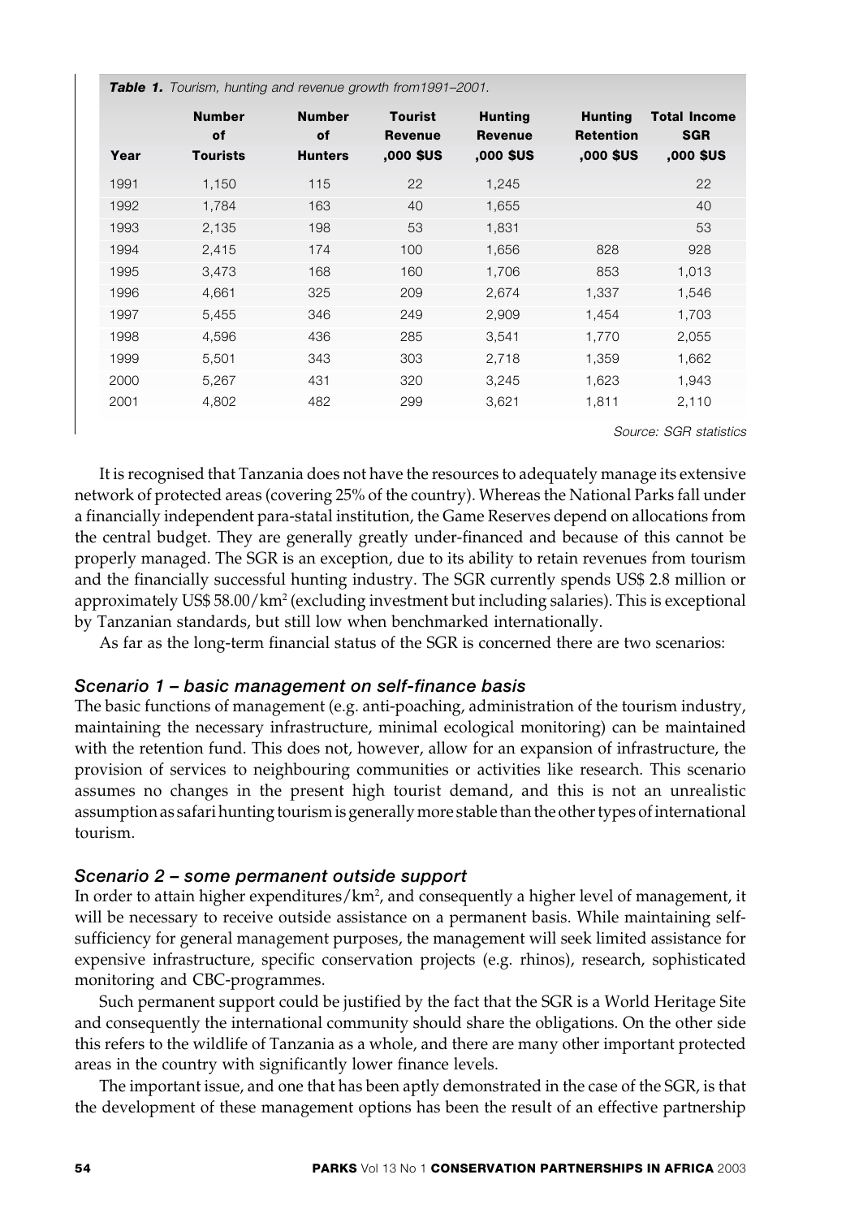**Table 1.** *Tourism, hunting and revenue growth from1991–2001.*

| Year | Number of Tourists | Number of Hunters | Tourist Revenue ,000 $US | Hunting Revenue ,000 $US | Hunting Retention ,000 $US | Total Income SGR ,000 $US |
|---|---|---|---|---|---|---|
| 1991 | 1,150 | 115 | 22 | 1,245 | | 22 |
| 1992 | 1,784 | 163 | 40 | 1,655 | | 40 |
| 1993 | 2,135 | 198 | 53 | 1,831 | | 53 |
| 1994 | 2,415 | 174 | 100 | 1,656 | 828 | 928 |
| 1995 | 3,473 | 168 | 160 | 1,706 | 853 | 1,013 |
| 1996 | 4,661 | 325 | 209 | 2,674 | 1,337 | 1,546 |
| 1997 | 5,455 | 346 | 249 | 2,909 | 1,454 | 1,703 |
| 1998 | 4,596 | 436 | 285 | 3,541 | 1,770 | 2,055 |
| 1999 | 5,501 | 343 | 303 | 2,718 | 1,359 | 1,662 |
| 2000 | 5,267 | 431 | 320 | 3,245 | 1,623 | 1,943 |
| 2001 | 4,802 | 482 | 299 | 3,621 | 1,811 | 2,110 |

*Source: SGR statistics*

It is recognised that Tanzania does not have the resources to adequately manage its extensive network of protected areas (covering 25% of the country). Whereas the National Parks fall under a financially independent para-statal institution, the Game Reserves depend on allocations from the central budget. They are generally greatly under-financed and because of this cannot be properly managed. The SGR is an exception, due to its ability to retain revenues from tourism and the financially successful hunting industry. The SGR currently spends US$ 2.8 million or approximately US$ 58.00/km$^2$ (excluding investment but including salaries). This is exceptional by Tanzanian standards, but still low when benchmarked internationally.

As far as the long-term financial status of the SGR is concerned there are two scenarios:

### *Scenario 1 – basic management on self-finance basis*

The basic functions of management (e.g. anti-poaching, administration of the tourism industry, maintaining the necessary infrastructure, minimal ecological monitoring) can be maintained with the retention fund. This does not, however, allow for an expansion of infrastructure, the provision of services to neighbouring communities or activities like research. This scenario assumes no changes in the present high tourist demand, and this is not an unrealistic assumption as safari hunting tourism is generally more stable than the other types of international tourism.

### *Scenario 2 – some permanent outside support*

In order to attain higher expenditures/km$^2$, and consequently a higher level of management, it will be necessary to receive outside assistance on a permanent basis. While maintaining self-sufficiency for general management purposes, the management will seek limited assistance for expensive infrastructure, specific conservation projects (e.g. rhinos), research, sophisticated monitoring and CBC-programmes.

Such permanent support could be justified by the fact that the SGR is a World Heritage Site and consequently the international community should share the obligations. On the other side this refers to the wildlife of Tanzania as a whole, and there are many other important protected areas in the country with significantly lower finance levels.

The important issue, and one that has been aptly demonstrated in the case of the SGR, is that the development of these management options has been the result of an effective partnership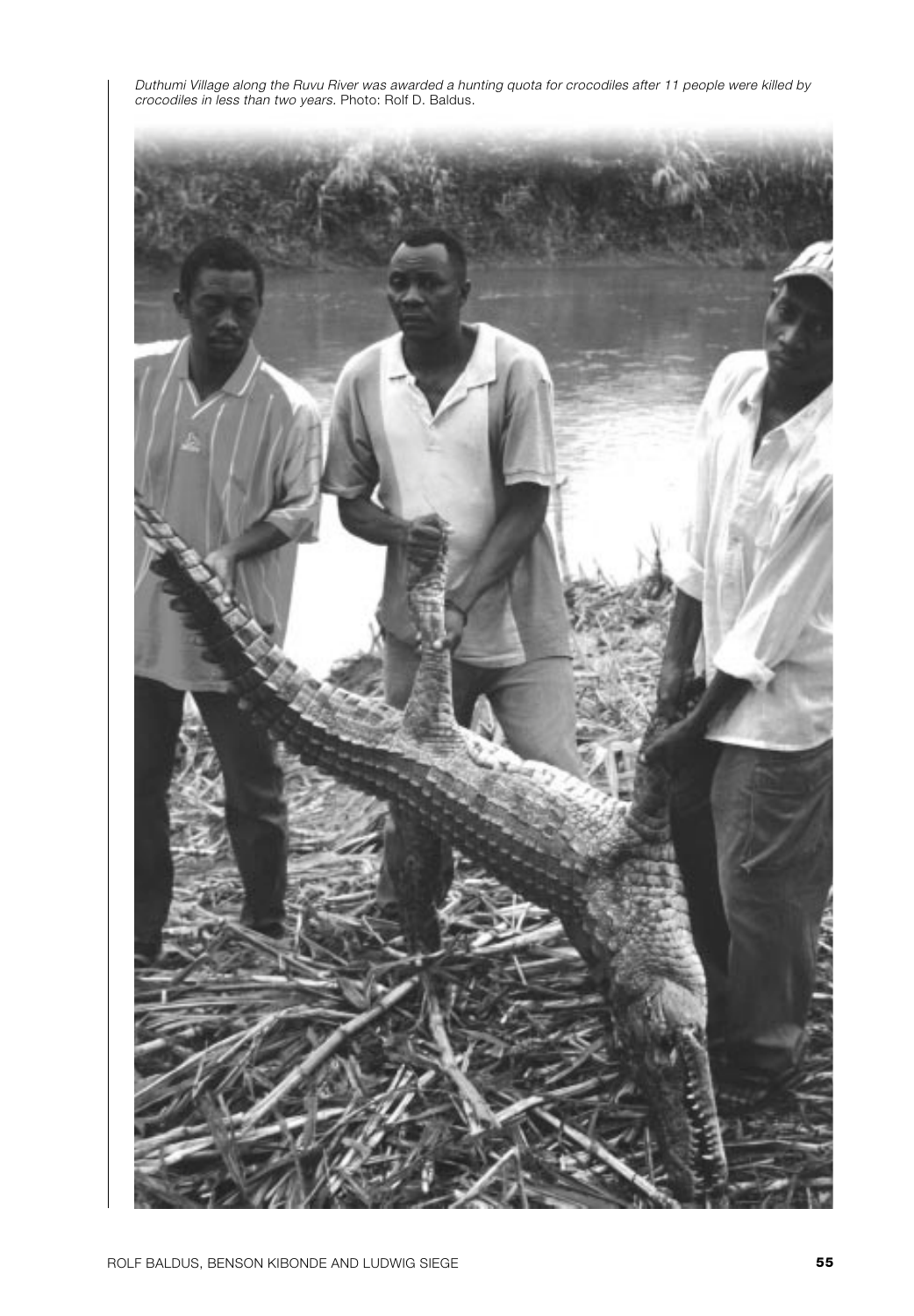*Duthumi Village along the Ruvu River was awarded a hunting quota for crocodiles after 11 people were killed by crocodiles in less than two years.* Photo: Rolf D. Baldus.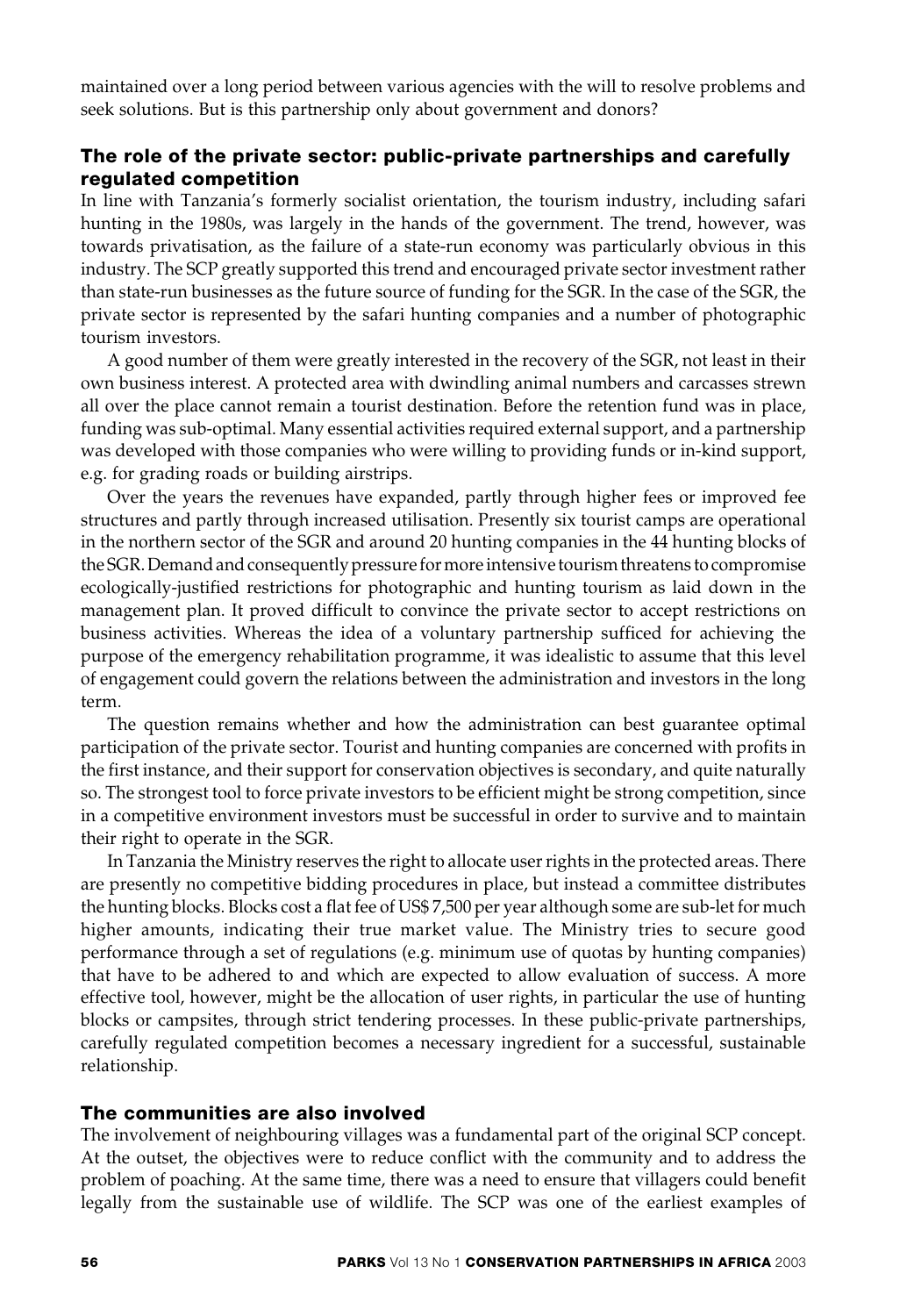maintained over a long period between various agencies with the will to resolve problems and seek solutions. But is this partnership only about government and donors?

### The role of the private sector: public-private partnerships and carefully regulated competition

In line with Tanzania's formerly socialist orientation, the tourism industry, including safari hunting in the 1980s, was largely in the hands of the government. The trend, however, was towards privatisation, as the failure of a state-run economy was particularly obvious in this industry. The SCP greatly supported this trend and encouraged private sector investment rather than state-run businesses as the future source of funding for the SGR. In the case of the SGR, the private sector is represented by the safari hunting companies and a number of photographic tourism investors.

A good number of them were greatly interested in the recovery of the SGR, not least in their own business interest. A protected area with dwindling animal numbers and carcasses strewn all over the place cannot remain a tourist destination. Before the retention fund was in place, funding was sub-optimal. Many essential activities required external support, and a partnership was developed with those companies who were willing to providing funds or in-kind support, e.g. for grading roads or building airstrips.

Over the years the revenues have expanded, partly through higher fees or improved fee structures and partly through increased utilisation. Presently six tourist camps are operational in the northern sector of the SGR and around 20 hunting companies in the 44 hunting blocks of the SGR. Demand and consequently pressure for more intensive tourism threatens to compromise ecologically-justified restrictions for photographic and hunting tourism as laid down in the management plan. It proved difficult to convince the private sector to accept restrictions on business activities. Whereas the idea of a voluntary partnership sufficed for achieving the purpose of the emergency rehabilitation programme, it was idealistic to assume that this level of engagement could govern the relations between the administration and investors in the long term.

The question remains whether and how the administration can best guarantee optimal participation of the private sector. Tourist and hunting companies are concerned with profits in the first instance, and their support for conservation objectives is secondary, and quite naturally so. The strongest tool to force private investors to be efficient might be strong competition, since in a competitive environment investors must be successful in order to survive and to maintain their right to operate in the SGR.

In Tanzania the Ministry reserves the right to allocate user rights in the protected areas. There are presently no competitive bidding procedures in place, but instead a committee distributes the hunting blocks. Blocks cost a flat fee of US$ 7,500 per year although some are sub-let for much higher amounts, indicating their true market value. The Ministry tries to secure good performance through a set of regulations (e.g. minimum use of quotas by hunting companies) that have to be adhered to and which are expected to allow evaluation of success. A more effective tool, however, might be the allocation of user rights, in particular the use of hunting blocks or campsites, through strict tendering processes. In these public-private partnerships, carefully regulated competition becomes a necessary ingredient for a successful, sustainable relationship.

### The communities are also involved

The involvement of neighbouring villages was a fundamental part of the original SCP concept. At the outset, the objectives were to reduce conflict with the community and to address the problem of poaching. At the same time, there was a need to ensure that villagers could benefit legally from the sustainable use of wildlife. The SCP was one of the earliest examples of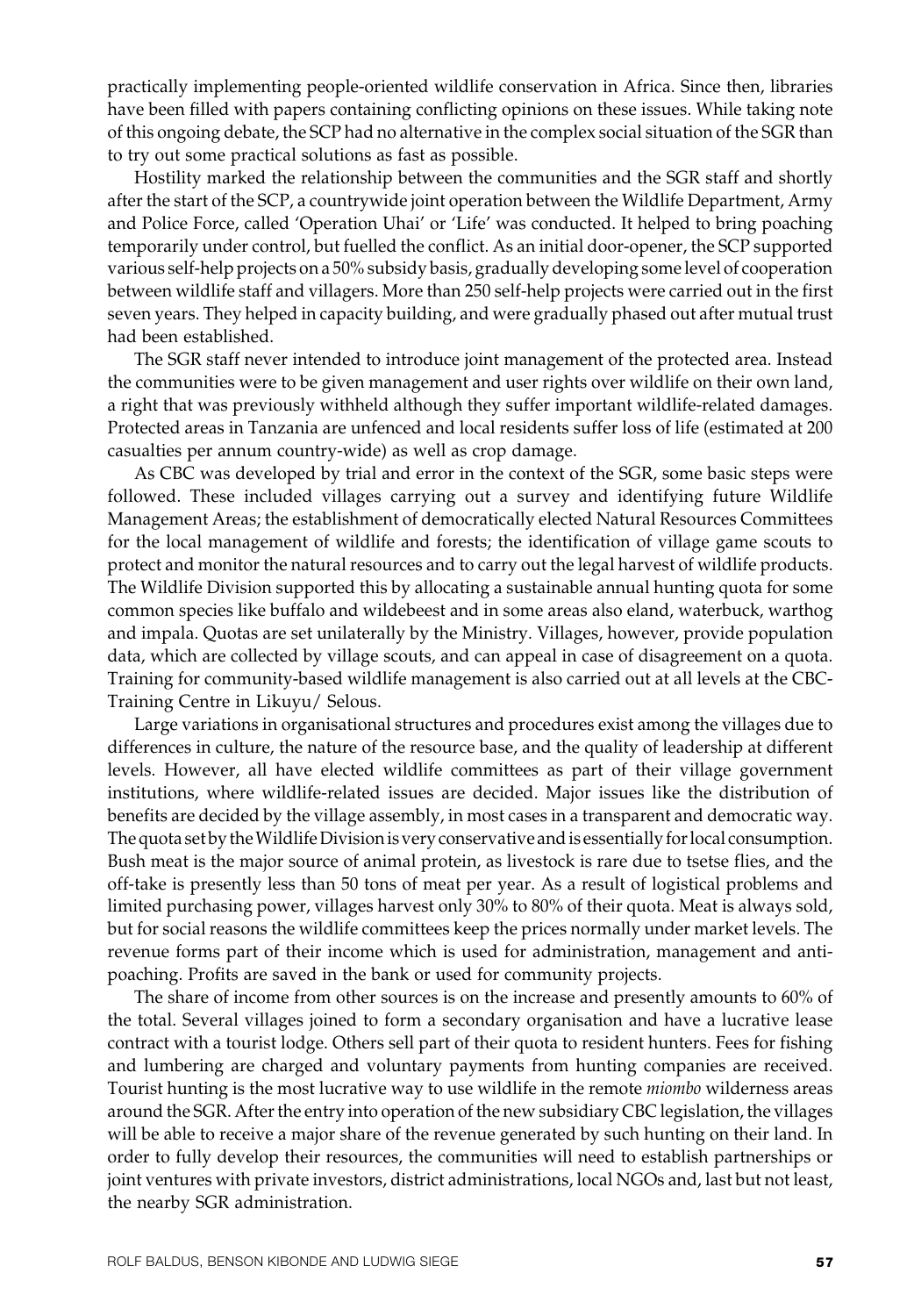practically implementing people-oriented wildlife conservation in Africa. Since then, libraries have been filled with papers containing conflicting opinions on these issues. While taking note of this ongoing debate, the SCP had no alternative in the complex social situation of the SGR than to try out some practical solutions as fast as possible.

Hostility marked the relationship between the communities and the SGR staff and shortly after the start of the SCP, a countrywide joint operation between the Wildlife Department, Army and Police Force, called 'Operation Uhai' or 'Life' was conducted. It helped to bring poaching temporarily under control, but fuelled the conflict. As an initial door-opener, the SCP supported various self-help projects on a 50% subsidy basis, gradually developing some level of cooperation between wildlife staff and villagers. More than 250 self-help projects were carried out in the first seven years. They helped in capacity building, and were gradually phased out after mutual trust had been established.

The SGR staff never intended to introduce joint management of the protected area. Instead the communities were to be given management and user rights over wildlife on their own land, a right that was previously withheld although they suffer important wildlife-related damages. Protected areas in Tanzania are unfenced and local residents suffer loss of life (estimated at 200 casualties per annum country-wide) as well as crop damage.

As CBC was developed by trial and error in the context of the SGR, some basic steps were followed. These included villages carrying out a survey and identifying future Wildlife Management Areas; the establishment of democratically elected Natural Resources Committees for the local management of wildlife and forests; the identification of village game scouts to protect and monitor the natural resources and to carry out the legal harvest of wildlife products. The Wildlife Division supported this by allocating a sustainable annual hunting quota for some common species like buffalo and wildebeest and in some areas also eland, waterbuck, warthog and impala. Quotas are set unilaterally by the Ministry. Villages, however, provide population data, which are collected by village scouts, and can appeal in case of disagreement on a quota. Training for community-based wildlife management is also carried out at all levels at the CBC-Training Centre in Likuyu/ Selous.

Large variations in organisational structures and procedures exist among the villages due to differences in culture, the nature of the resource base, and the quality of leadership at different levels. However, all have elected wildlife committees as part of their village government institutions, where wildlife-related issues are decided. Major issues like the distribution of benefits are decided by the village assembly, in most cases in a transparent and democratic way. The quota set by the Wildlife Division is very conservative and is essentially for local consumption. Bush meat is the major source of animal protein, as livestock is rare due to tsetse flies, and the off-take is presently less than 50 tons of meat per year. As a result of logistical problems and limited purchasing power, villages harvest only 30% to 80% of their quota. Meat is always sold, but for social reasons the wildlife committees keep the prices normally under market levels. The revenue forms part of their income which is used for administration, management and anti-poaching. Profits are saved in the bank or used for community projects.

The share of income from other sources is on the increase and presently amounts to 60% of the total. Several villages joined to form a secondary organisation and have a lucrative lease contract with a tourist lodge. Others sell part of their quota to resident hunters. Fees for fishing and lumbering are charged and voluntary payments from hunting companies are received. Tourist hunting is the most lucrative way to use wildlife in the remote *miombo* wilderness areas around the SGR. After the entry into operation of the new subsidiary CBC legislation, the villages will be able to receive a major share of the revenue generated by such hunting on their land. In order to fully develop their resources, the communities will need to establish partnerships or joint ventures with private investors, district administrations, local NGOs and, last but not least, the nearby SGR administration.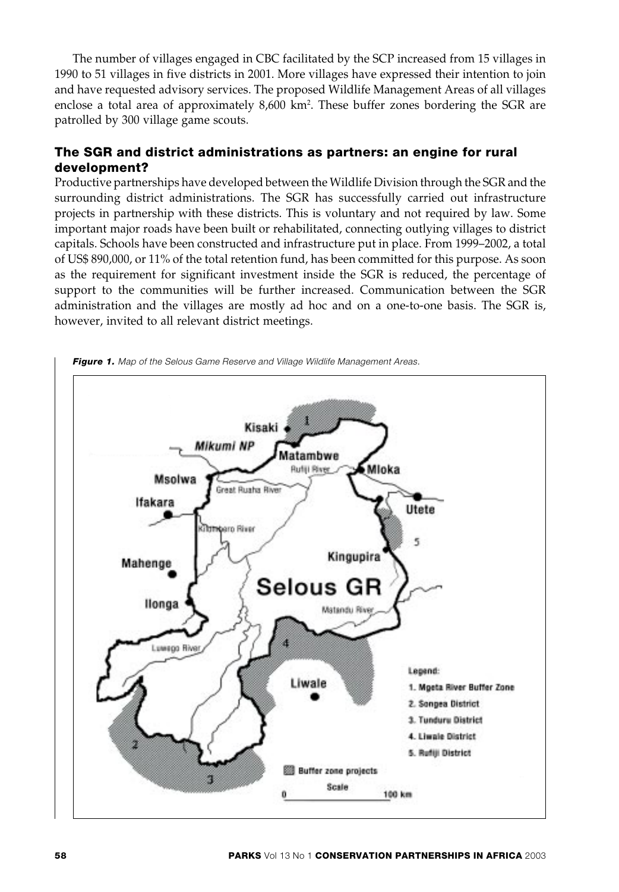The number of villages engaged in CBC facilitated by the SCP increased from 15 villages in 1990 to 51 villages in five districts in 2001. More villages have expressed their intention to join and have requested advisory services. The proposed Wildlife Management Areas of all villages enclose a total area of approximately 8,600 km$^2$. These buffer zones bordering the SGR are patrolled by 300 village game scouts.

### The SGR and district administrations as partners: an engine for rural development?

Productive partnerships have developed between the Wildlife Division through the SGR and the surrounding district administrations. The SGR has successfully carried out infrastructure projects in partnership with these districts. This is voluntary and not required by law. Some important major roads have been built or rehabilitated, connecting outlying villages to district capitals. Schools have been constructed and infrastructure put in place. From 1999–2002, a total of US$ 890,000, or 11% of the total retention fund, has been committed for this purpose. As soon as the requirement for significant investment inside the SGR is reduced, the percentage of support to the communities will be further increased. Communication between the SGR administration and the villages are mostly ad hoc and on a one-to-one basis. The SGR is, however, invited to all relevant district meetings.

***Figure 1.*** *Map of the Selous Game Reserve and Village Wildlife Management Areas.*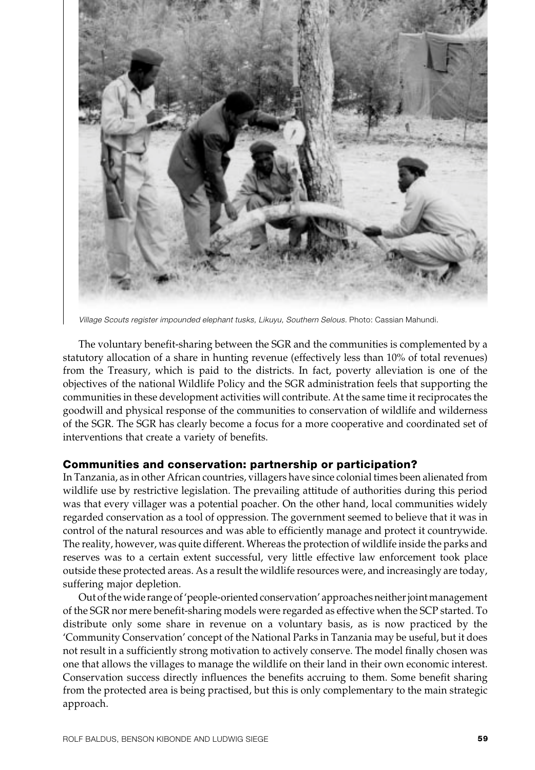*Village Scouts register impounded elephant tusks, Likuyu, Southern Selous.* Photo: Cassian Mahundi.

The voluntary benefit-sharing between the SGR and the communities is complemented by a statutory allocation of a share in hunting revenue (effectively less than 10% of total revenues) from the Treasury, which is paid to the districts. In fact, poverty alleviation is one of the objectives of the national Wildlife Policy and the SGR administration feels that supporting the communities in these development activities will contribute. At the same time it reciprocates the goodwill and physical response of the communities to conservation of wildlife and wilderness of the SGR. The SGR has clearly become a focus for a more cooperative and coordinated set of interventions that create a variety of benefits.

## Communities and conservation: partnership or participation?

In Tanzania, as in other African countries, villagers have since colonial times been alienated from wildlife use by restrictive legislation. The prevailing attitude of authorities during this period was that every villager was a potential poacher. On the other hand, local communities widely regarded conservation as a tool of oppression. The government seemed to believe that it was in control of the natural resources and was able to efficiently manage and protect it countrywide. The reality, however, was quite different. Whereas the protection of wildlife inside the parks and reserves was to a certain extent successful, very little effective law enforcement took place outside these protected areas. As a result the wildlife resources were, and increasingly are today, suffering major depletion.

Out of the wide range of 'people-oriented conservation' approaches neither joint management of the SGR nor mere benefit-sharing models were regarded as effective when the SCP started. To distribute only some share in revenue on a voluntary basis, as is now practiced by the 'Community Conservation' concept of the National Parks in Tanzania may be useful, but it does not result in a sufficiently strong motivation to actively conserve. The model finally chosen was one that allows the villages to manage the wildlife on their land in their own economic interest. Conservation success directly influences the benefits accruing to them. Some benefit sharing from the protected area is being practised, but this is only complementary to the main strategic approach.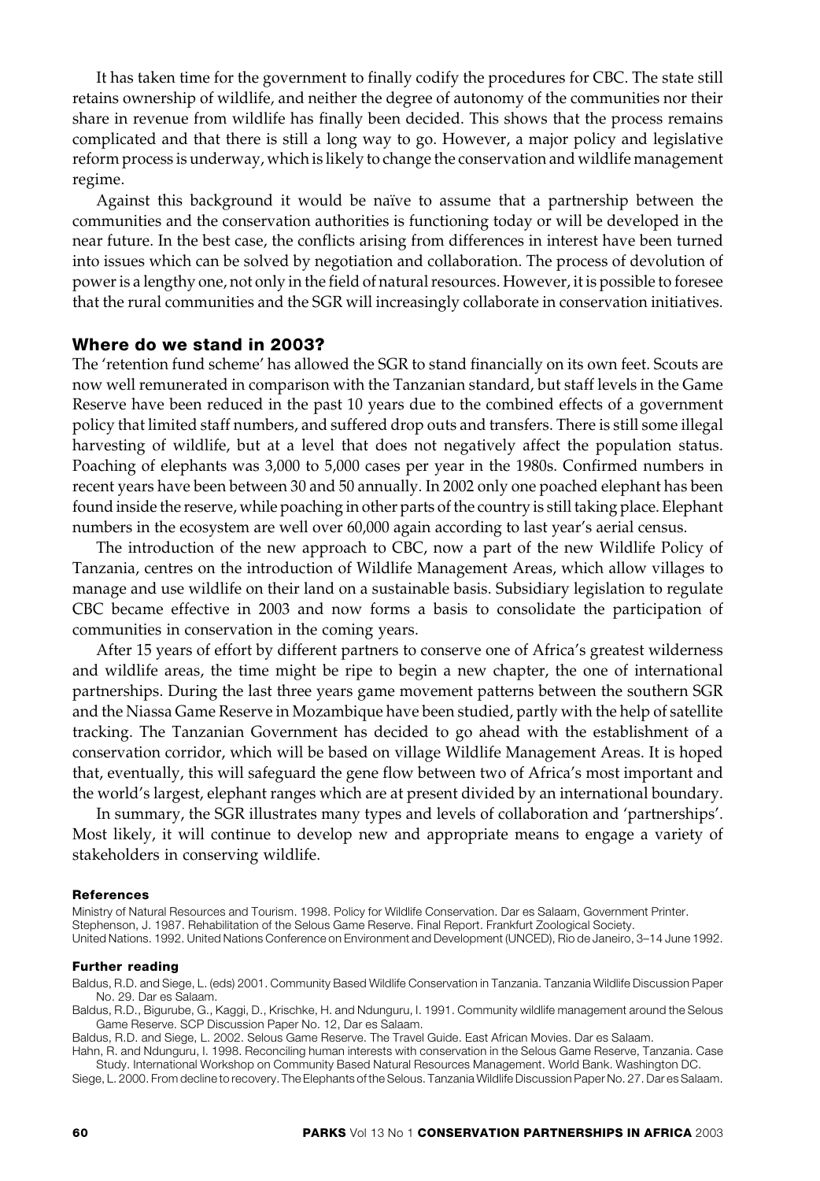It has taken time for the government to finally codify the procedures for CBC. The state still retains ownership of wildlife, and neither the degree of autonomy of the communities nor their share in revenue from wildlife has finally been decided. This shows that the process remains complicated and that there is still a long way to go. However, a major policy and legislative reform process is underway, which is likely to change the conservation and wildlife management regime.

Against this background it would be naïve to assume that a partnership between the communities and the conservation authorities is functioning today or will be developed in the near future. In the best case, the conflicts arising from differences in interest have been turned into issues which can be solved by negotiation and collaboration. The process of devolution of power is a lengthy one, not only in the field of natural resources. However, it is possible to foresee that the rural communities and the SGR will increasingly collaborate in conservation initiatives.

## Where do we stand in 2003?

The 'retention fund scheme' has allowed the SGR to stand financially on its own feet. Scouts are now well remunerated in comparison with the Tanzanian standard, but staff levels in the Game Reserve have been reduced in the past 10 years due to the combined effects of a government policy that limited staff numbers, and suffered drop outs and transfers. There is still some illegal harvesting of wildlife, but at a level that does not negatively affect the population status. Poaching of elephants was 3,000 to 5,000 cases per year in the 1980s. Confirmed numbers in recent years have been between 30 and 50 annually. In 2002 only one poached elephant has been found inside the reserve, while poaching in other parts of the country is still taking place. Elephant numbers in the ecosystem are well over 60,000 again according to last year's aerial census.

The introduction of the new approach to CBC, now a part of the new Wildlife Policy of Tanzania, centres on the introduction of Wildlife Management Areas, which allow villages to manage and use wildlife on their land on a sustainable basis. Subsidiary legislation to regulate CBC became effective in 2003 and now forms a basis to consolidate the participation of communities in conservation in the coming years.

After 15 years of effort by different partners to conserve one of Africa's greatest wilderness and wildlife areas, the time might be ripe to begin a new chapter, the one of international partnerships. During the last three years game movement patterns between the southern SGR and the Niassa Game Reserve in Mozambique have been studied, partly with the help of satellite tracking. The Tanzanian Government has decided to go ahead with the establishment of a conservation corridor, which will be based on village Wildlife Management Areas. It is hoped that, eventually, this will safeguard the gene flow between two of Africa's most important and the world's largest, elephant ranges which are at present divided by an international boundary.

In summary, the SGR illustrates many types and levels of collaboration and 'partnerships'. Most likely, it will continue to develop new and appropriate means to engage a variety of stakeholders in conserving wildlife.

#### References

Ministry of Natural Resources and Tourism. 1998. Policy for Wildlife Conservation. Dar es Salaam, Government Printer.
Stephenson, J. 1987. Rehabilitation of the Selous Game Reserve. Final Report. Frankfurt Zoological Society.
United Nations. 1992. United Nations Conference on Environment and Development (UNCED), Rio de Janeiro, 3–14 June 1992.

#### Further reading

Baldus, R.D. and Siege, L. (eds) 2001. Community Based Wildlife Conservation in Tanzania. Tanzania Wildlife Discussion Paper No. 29. Dar es Salaam.
Baldus, R.D., Bigurube, G., Kaggi, D., Krischke, H. and Ndunguru, I. 1991. Community wildlife management around the Selous Game Reserve. SCP Discussion Paper No. 12, Dar es Salaam.
Baldus, R.D. and Siege, L. 2002. Selous Game Reserve. The Travel Guide. East African Movies. Dar es Salaam.
Hahn, R. and Ndunguru, I. 1998. Reconciling human interests with conservation in the Selous Game Reserve, Tanzania. Case Study. International Workshop on Community Based Natural Resources Management. World Bank. Washington DC.
Siege, L. 2000. From decline to recovery. The Elephants of the Selous. Tanzania Wildlife Discussion Paper No. 27. Dar es Salaam.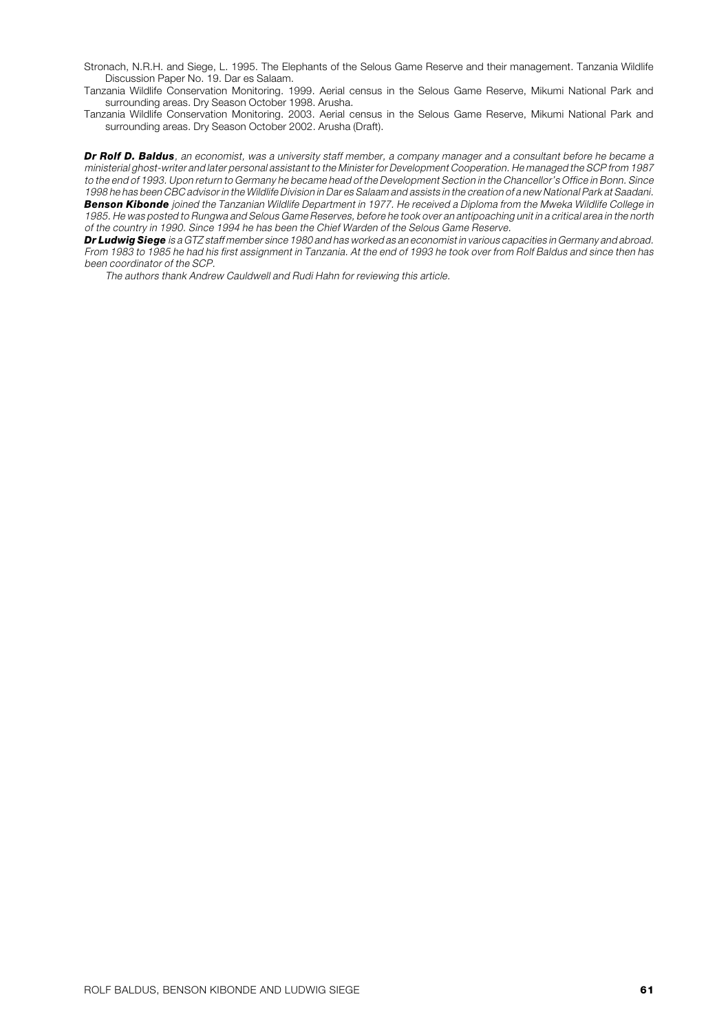Stronach, N.R.H. and Siege, L. 1995. The Elephants of the Selous Game Reserve and their management. Tanzania Wildlife Discussion Paper No. 19. Dar es Salaam.

Tanzania Wildlife Conservation Monitoring. 1999. Aerial census in the Selous Game Reserve, Mikumi National Park and surrounding areas. Dry Season October 1998. Arusha.

Tanzania Wildlife Conservation Monitoring. 2003. Aerial census in the Selous Game Reserve, Mikumi National Park and surrounding areas. Dry Season October 2002. Arusha (Draft).

***Dr Rolf D. Baldus***, *an economist, was a university staff member, a company manager and a consultant before he became a ministerial ghost-writer and later personal assistant to the Minister for Development Cooperation. He managed the SCP from 1987 to the end of 1993. Upon return to Germany he became head of the Development Section in the Chancellor's Office in Bonn. Since 1998 he has been CBC advisor in the Wildlife Division in Dar es Salaam and assists in the creation of a new National Park at Saadani.*

***Benson Kibonde*** *joined the Tanzanian Wildlife Department in 1977. He received a Diploma from the Mweka Wildlife College in 1985. He was posted to Rungwa and Selous Game Reserves, before he took over an antipoaching unit in a critical area in the north of the country in 1990. Since 1994 he has been the Chief Warden of the Selous Game Reserve.*

***Dr Ludwig Siege*** *is a GTZ staff member since 1980 and has worked as an economist in various capacities in Germany and abroad. From 1983 to 1985 he had his first assignment in Tanzania. At the end of 1993 he took over from Rolf Baldus and since then has been coordinator of the SCP.*

*The authors thank Andrew Cauldwell and Rudi Hahn for reviewing this article.*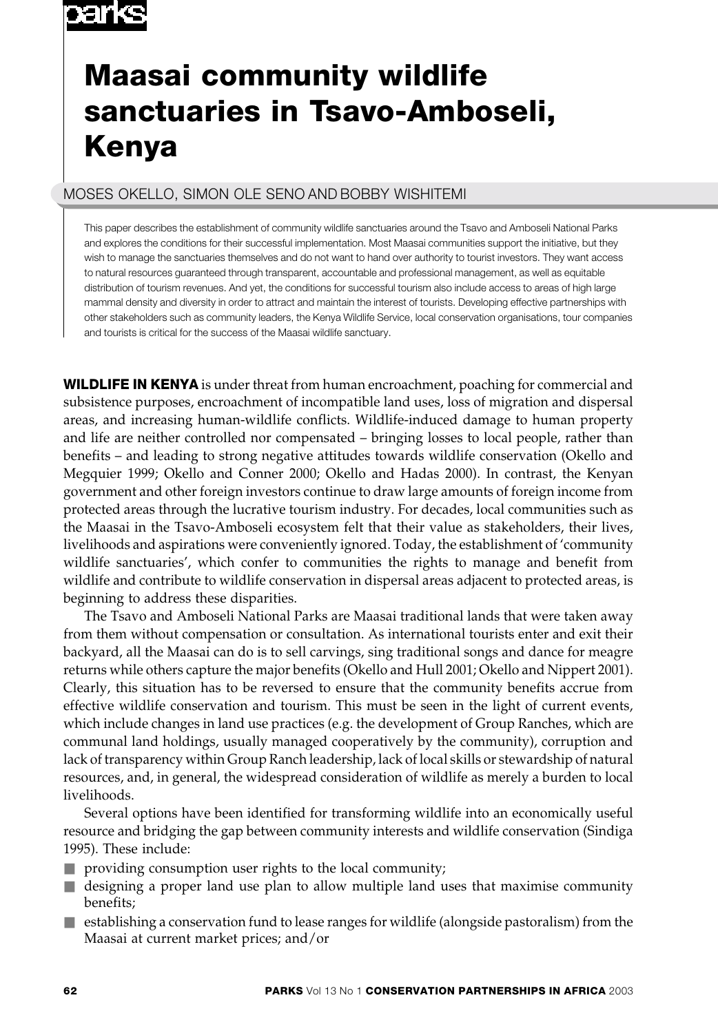# Maasai community wildlife sanctuaries in Tsavo-Amboseli, Kenya

MOSES OKELLO, SIMON OLE SENO AND BOBBY WISHITEMI

This paper describes the establishment of community wildlife sanctuaries around the Tsavo and Amboseli National Parks and explores the conditions for their successful implementation. Most Maasai communities support the initiative, but they wish to manage the sanctuaries themselves and do not want to hand over authority to tourist investors. They want access to natural resources guaranteed through transparent, accountable and professional management, as well as equitable distribution of tourism revenues. And yet, the conditions for successful tourism also include access to areas of high large mammal density and diversity in order to attract and maintain the interest of tourists. Developing effective partnerships with other stakeholders such as community leaders, the Kenya Wildlife Service, local conservation organisations, tour companies and tourists is critical for the success of the Maasai wildlife sanctuary.

**WILDLIFE IN KENYA** is under threat from human encroachment, poaching for commercial and subsistence purposes, encroachment of incompatible land uses, loss of migration and dispersal areas, and increasing human-wildlife conflicts. Wildlife-induced damage to human property and life are neither controlled nor compensated – bringing losses to local people, rather than benefits – and leading to strong negative attitudes towards wildlife conservation (Okello and Megquier 1999; Okello and Conner 2000; Okello and Hadas 2000). In contrast, the Kenyan government and other foreign investors continue to draw large amounts of foreign income from protected areas through the lucrative tourism industry. For decades, local communities such as the Maasai in the Tsavo-Amboseli ecosystem felt that their value as stakeholders, their lives, livelihoods and aspirations were conveniently ignored. Today, the establishment of 'community wildlife sanctuaries', which confer to communities the rights to manage and benefit from wildlife and contribute to wildlife conservation in dispersal areas adjacent to protected areas, is beginning to address these disparities.

The Tsavo and Amboseli National Parks are Maasai traditional lands that were taken away from them without compensation or consultation. As international tourists enter and exit their backyard, all the Maasai can do is to sell carvings, sing traditional songs and dance for meagre returns while others capture the major benefits (Okello and Hull 2001; Okello and Nippert 2001). Clearly, this situation has to be reversed to ensure that the community benefits accrue from effective wildlife conservation and tourism. This must be seen in the light of current events, which include changes in land use practices (e.g. the development of Group Ranches, which are communal land holdings, usually managed cooperatively by the community), corruption and lack of transparency within Group Ranch leadership, lack of local skills or stewardship of natural resources, and, in general, the widespread consideration of wildlife as merely a burden to local livelihoods.

Several options have been identified for transforming wildlife into an economically useful resource and bridging the gap between community interests and wildlife conservation (Sindiga 1995). These include:

- providing consumption user rights to the local community;
- designing a proper land use plan to allow multiple land uses that maximise community benefits;
- establishing a conservation fund to lease ranges for wildlife (alongside pastoralism) from the Maasai at current market prices; and/or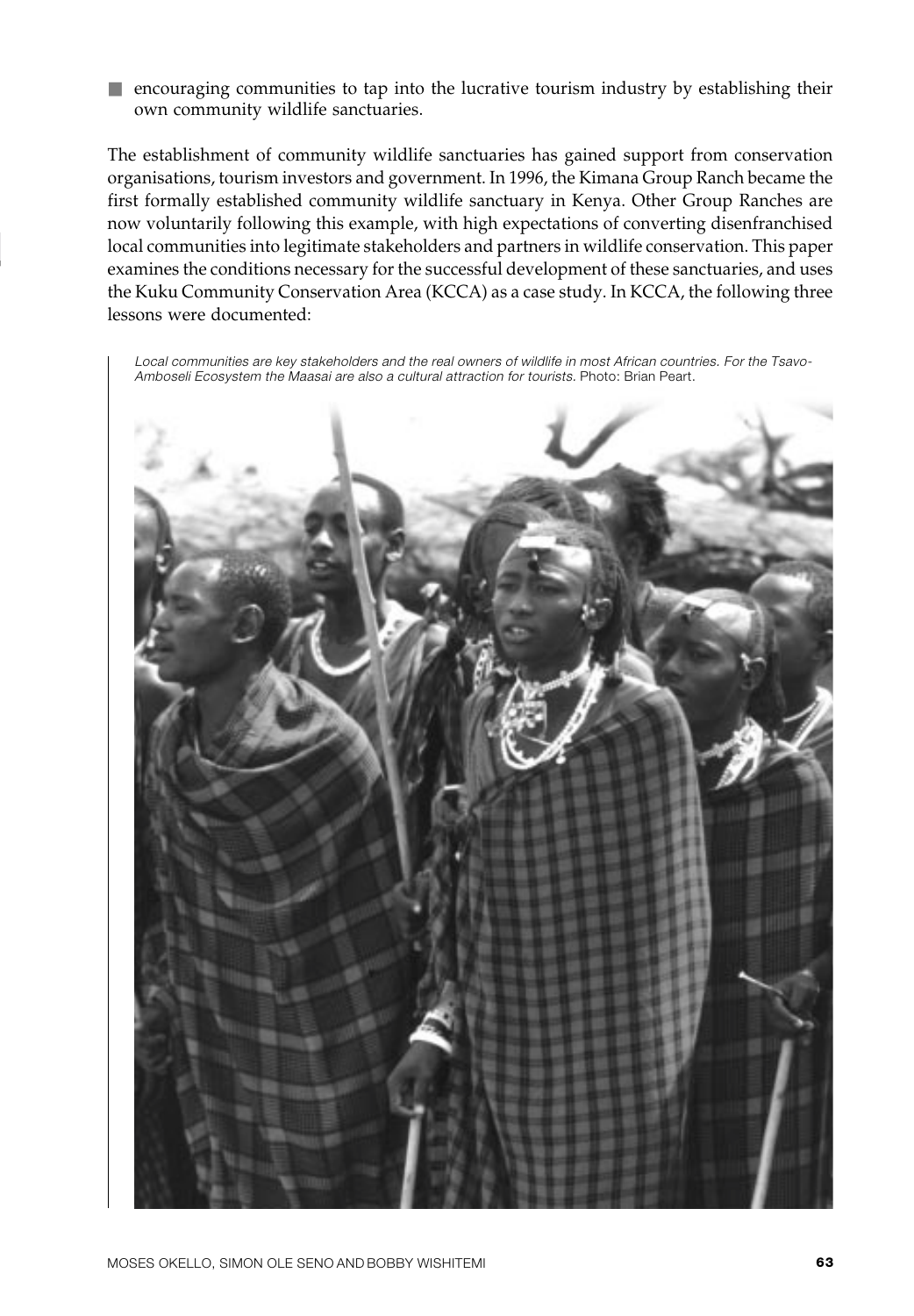- encouraging communities to tap into the lucrative tourism industry by establishing their own community wildlife sanctuaries.

The establishment of community wildlife sanctuaries has gained support from conservation organisations, tourism investors and government. In 1996, the Kimana Group Ranch became the first formally established community wildlife sanctuary in Kenya. Other Group Ranches are now voluntarily following this example, with high expectations of converting disenfranchised local communities into legitimate stakeholders and partners in wildlife conservation. This paper examines the conditions necessary for the successful development of these sanctuaries, and uses the Kuku Community Conservation Area (KCCA) as a case study. In KCCA, the following three lessons were documented:

*Local communities are key stakeholders and the real owners of wildlife in most African countries. For the Tsavo-Amboseli Ecosystem the Maasai are also a cultural attraction for tourists.* Photo: Brian Peart.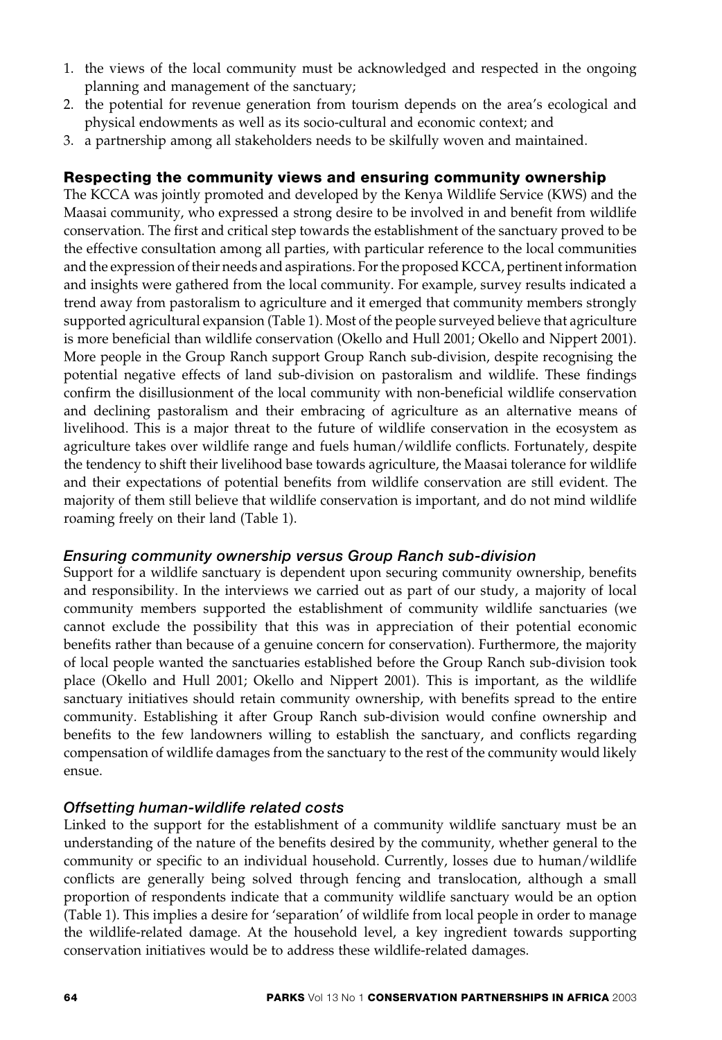1. the views of the local community must be acknowledged and respected in the ongoing planning and management of the sanctuary;
2. the potential for revenue generation from tourism depends on the area's ecological and physical endowments as well as its socio-cultural and economic context; and
3. a partnership among all stakeholders needs to be skilfully woven and maintained.

## Respecting the community views and ensuring community ownership

The KCCA was jointly promoted and developed by the Kenya Wildlife Service (KWS) and the Maasai community, who expressed a strong desire to be involved in and benefit from wildlife conservation. The first and critical step towards the establishment of the sanctuary proved to be the effective consultation among all parties, with particular reference to the local communities and the expression of their needs and aspirations. For the proposed KCCA, pertinent information and insights were gathered from the local community. For example, survey results indicated a trend away from pastoralism to agriculture and it emerged that community members strongly supported agricultural expansion (Table 1). Most of the people surveyed believe that agriculture is more beneficial than wildlife conservation (Okello and Hull 2001; Okello and Nippert 2001). More people in the Group Ranch support Group Ranch sub-division, despite recognising the potential negative effects of land sub-division on pastoralism and wildlife. These findings confirm the disillusionment of the local community with non-beneficial wildlife conservation and declining pastoralism and their embracing of agriculture as an alternative means of livelihood. This is a major threat to the future of wildlife conservation in the ecosystem as agriculture takes over wildlife range and fuels human/wildlife conflicts. Fortunately, despite the tendency to shift their livelihood base towards agriculture, the Maasai tolerance for wildlife and their expectations of potential benefits from wildlife conservation are still evident. The majority of them still believe that wildlife conservation is important, and do not mind wildlife roaming freely on their land (Table 1).

### *Ensuring community ownership versus Group Ranch sub-division*

Support for a wildlife sanctuary is dependent upon securing community ownership, benefits and responsibility. In the interviews we carried out as part of our study, a majority of local community members supported the establishment of community wildlife sanctuaries (we cannot exclude the possibility that this was in appreciation of their potential economic benefits rather than because of a genuine concern for conservation). Furthermore, the majority of local people wanted the sanctuaries established before the Group Ranch sub-division took place (Okello and Hull 2001; Okello and Nippert 2001). This is important, as the wildlife sanctuary initiatives should retain community ownership, with benefits spread to the entire community. Establishing it after Group Ranch sub-division would confine ownership and benefits to the few landowners willing to establish the sanctuary, and conflicts regarding compensation of wildlife damages from the sanctuary to the rest of the community would likely ensue.

### *Offsetting human-wildlife related costs*

Linked to the support for the establishment of a community wildlife sanctuary must be an understanding of the nature of the benefits desired by the community, whether general to the community or specific to an individual household. Currently, losses due to human/wildlife conflicts are generally being solved through fencing and translocation, although a small proportion of respondents indicate that a community wildlife sanctuary would be an option (Table 1). This implies a desire for 'separation' of wildlife from local people in order to manage the wildlife-related damage. At the household level, a key ingredient towards supporting conservation initiatives would be to address these wildlife-related damages.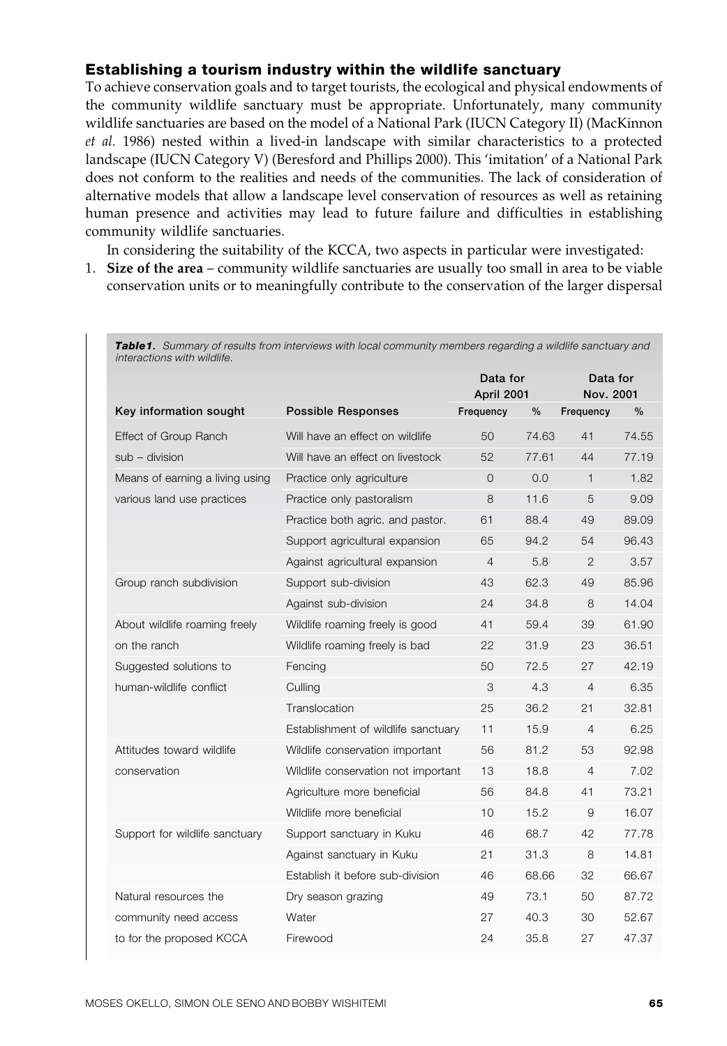## Establishing a tourism industry within the wildlife sanctuary

To achieve conservation goals and to target tourists, the ecological and physical endowments of the community wildlife sanctuary must be appropriate. Unfortunately, many community wildlife sanctuaries are based on the model of a National Park (IUCN Category II) (MacKinnon *et al.* 1986) nested within a lived-in landscape with similar characteristics to a protected landscape (IUCN Category V) (Beresford and Phillips 2000). This 'imitation' of a National Park does not conform to the realities and needs of the communities. The lack of consideration of alternative models that allow a landscape level conservation of resources as well as retaining human presence and activities may lead to future failure and difficulties in establishing community wildlife sanctuaries.

In considering the suitability of the KCCA, two aspects in particular were investigated:

1. **Size of the area** – community wildlife sanctuaries are usually too small in area to be viable conservation units or to meaningfully contribute to the conservation of the larger dispersal

***Table1.*** *Summary of results from interviews with local community members regarding a wildlife sanctuary and interactions with wildlife.*

| | | Data for April 2001 | | Data for Nov. 2001 | |
|---|---|---|---|---|---|
| **Key information sought** | **Possible Responses** | **Frequency** | **%** | **Frequency** | **%** |
| Effect of Group Ranch sub – division | Will have an effect on wildlife | 50 | 74.63 | 41 | 74.55 |
| | Will have an effect on livestock | 52 | 77.61 | 44 | 77.19 |
| Means of earning a living using various land use practices | Practice only agriculture | 0 | 0.0 | 1 | 1.82 |
| | Practice only pastoralism | 8 | 11.6 | 5 | 9.09 |
| | Practice both agric. and pastor. | 61 | 88.4 | 49 | 89.09 |
| | Support agricultural expansion | 65 | 94.2 | 54 | 96.43 |
| | Against agricultural expansion | 4 | 5.8 | 2 | 3.57 |
| Group ranch subdivision | Support sub-division | 43 | 62.3 | 49 | 85.96 |
| | Against sub-division | 24 | 34.8 | 8 | 14.04 |
| About wildlife roaming freely on the ranch | Wildlife roaming freely is good | 41 | 59.4 | 39 | 61.90 |
| | Wildlife roaming freely is bad | 22 | 31.9 | 23 | 36.51 |
| Suggested solutions to human-wildlife conflict | Fencing | 50 | 72.5 | 27 | 42.19 |
| | Culling | 3 | 4.3 | 4 | 6.35 |
| | Translocation | 25 | 36.2 | 21 | 32.81 |
| | Establishment of wildlife sanctuary | 11 | 15.9 | 4 | 6.25 |
| Attitudes toward wildlife conservation | Wildlife conservation important | 56 | 81.2 | 53 | 92.98 |
| | Wildlife conservation not important | 13 | 18.8 | 4 | 7.02 |
| | Agriculture more beneficial | 56 | 84.8 | 41 | 73.21 |
| | Wildlife more beneficial | 10 | 15.2 | 9 | 16.07 |
| Support for wildlife sanctuary | Support sanctuary in Kuku | 46 | 68.7 | 42 | 77.78 |
| | Against sanctuary in Kuku | 21 | 31.3 | 8 | 14.81 |
| | Establish it before sub-division | 46 | 68.66 | 32 | 66.67 |
| Natural resources the community need access to for the proposed KCCA | Dry season grazing | 49 | 73.1 | 50 | 87.72 |
| | Water | 27 | 40.3 | 30 | 52.67 |
| | Firewood | 24 | 35.8 | 27 | 47.37 |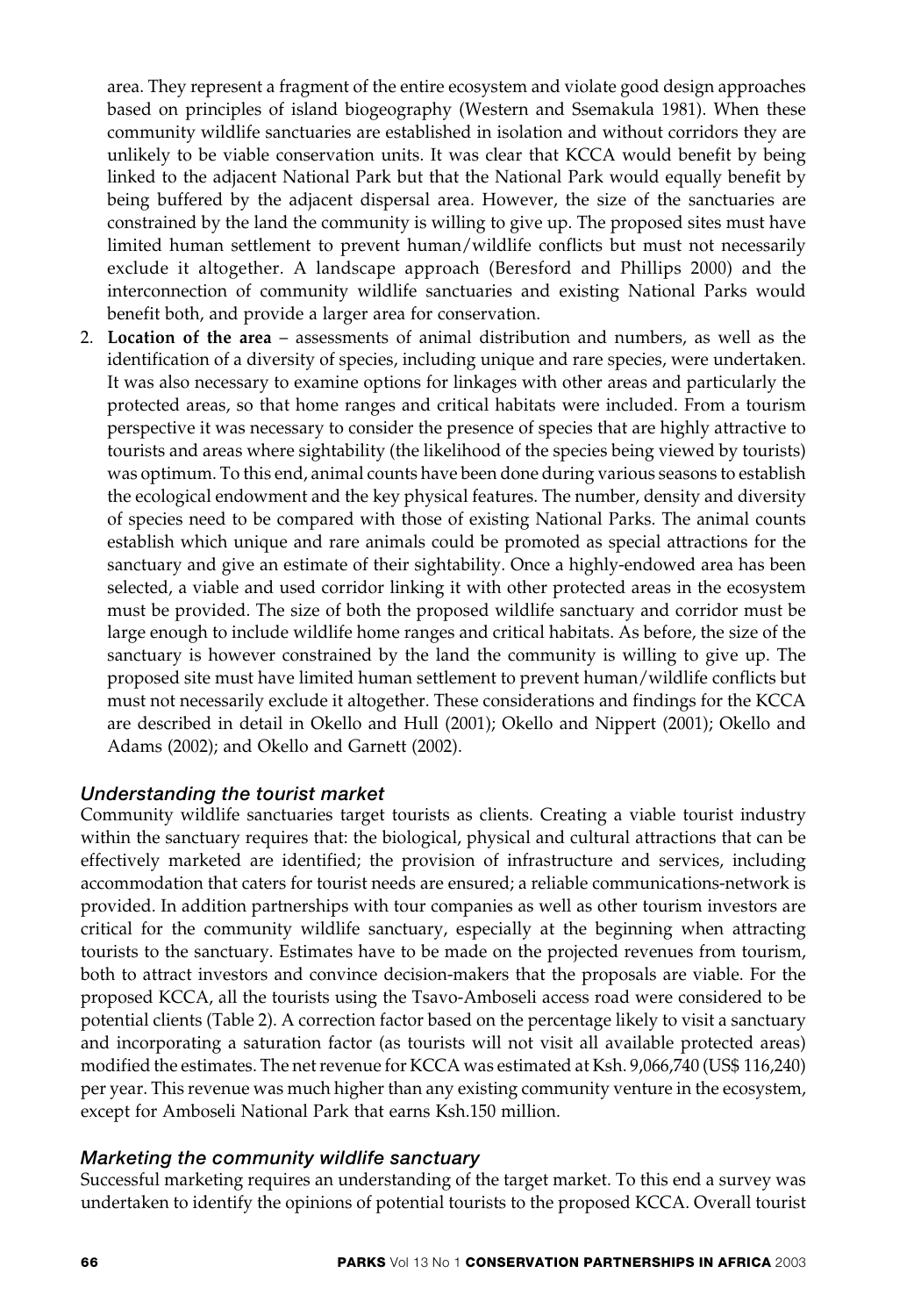area. They represent a fragment of the entire ecosystem and violate good design approaches based on principles of island biogeography (Western and Ssemakula 1981). When these community wildlife sanctuaries are established in isolation and without corridors they are unlikely to be viable conservation units. It was clear that KCCA would benefit by being linked to the adjacent National Park but that the National Park would equally benefit by being buffered by the adjacent dispersal area. However, the size of the sanctuaries are constrained by the land the community is willing to give up. The proposed sites must have limited human settlement to prevent human/wildlife conflicts but must not necessarily exclude it altogether. A landscape approach (Beresford and Phillips 2000) and the interconnection of community wildlife sanctuaries and existing National Parks would benefit both, and provide a larger area for conservation.

2. **Location of the area** – assessments of animal distribution and numbers, as well as the identification of a diversity of species, including unique and rare species, were undertaken. It was also necessary to examine options for linkages with other areas and particularly the protected areas, so that home ranges and critical habitats were included. From a tourism perspective it was necessary to consider the presence of species that are highly attractive to tourists and areas where sightability (the likelihood of the species being viewed by tourists) was optimum. To this end, animal counts have been done during various seasons to establish the ecological endowment and the key physical features. The number, density and diversity of species need to be compared with those of existing National Parks. The animal counts establish which unique and rare animals could be promoted as special attractions for the sanctuary and give an estimate of their sightability. Once a highly-endowed area has been selected, a viable and used corridor linking it with other protected areas in the ecosystem must be provided. The size of both the proposed wildlife sanctuary and corridor must be large enough to include wildlife home ranges and critical habitats. As before, the size of the sanctuary is however constrained by the land the community is willing to give up. The proposed site must have limited human settlement to prevent human/wildlife conflicts but must not necessarily exclude it altogether. These considerations and findings for the KCCA are described in detail in Okello and Hull (2001); Okello and Nippert (2001); Okello and Adams (2002); and Okello and Garnett (2002).

### *Understanding the tourist market*

Community wildlife sanctuaries target tourists as clients. Creating a viable tourist industry within the sanctuary requires that: the biological, physical and cultural attractions that can be effectively marketed are identified; the provision of infrastructure and services, including accommodation that caters for tourist needs are ensured; a reliable communications-network is provided. In addition partnerships with tour companies as well as other tourism investors are critical for the community wildlife sanctuary, especially at the beginning when attracting tourists to the sanctuary. Estimates have to be made on the projected revenues from tourism, both to attract investors and convince decision-makers that the proposals are viable. For the proposed KCCA, all the tourists using the Tsavo-Amboseli access road were considered to be potential clients (Table 2). A correction factor based on the percentage likely to visit a sanctuary and incorporating a saturation factor (as tourists will not visit all available protected areas) modified the estimates. The net revenue for KCCA was estimated at Ksh. 9,066,740 (US$ 116,240) per year. This revenue was much higher than any existing community venture in the ecosystem, except for Amboseli National Park that earns Ksh.150 million.

### *Marketing the community wildlife sanctuary*

Successful marketing requires an understanding of the target market. To this end a survey was undertaken to identify the opinions of potential tourists to the proposed KCCA. Overall tourist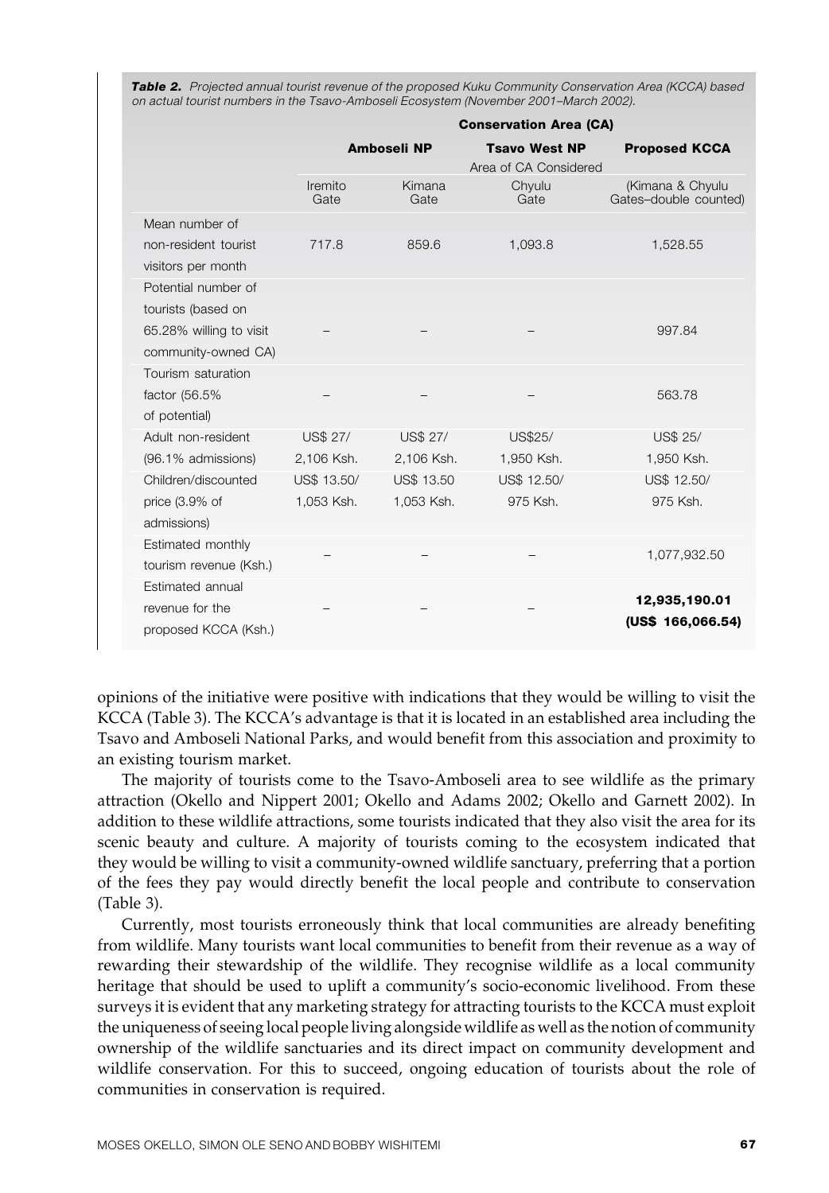**Table 2.** *Projected annual tourist revenue of the proposed Kuku Community Conservation Area (KCCA) based on actual tourist numbers in the Tsavo-Amboseli Ecosystem (November 2001–March 2002).*

| | Conservation Area (CA) | | | |
|---|---|---|---|---|
| | **Amboseli NP** | | **Tsavo West NP** | **Proposed KCCA** |
| | Area of CA Considered | | | |
| | Iremito Gate | Kimana Gate | Chyulu Gate | (Kimana & Chyulu Gates–double counted) |
| Mean number of non-resident tourist visitors per month | 717.8 | 859.6 | 1,093.8 | 1,528.55 |
| Potential number of tourists (based on 65.28% willing to visit community-owned CA) | – | – | – | 997.84 |
| Tourism saturation factor (56.5% of potential) | – | – | – | 563.78 |
| Adult non-resident (96.1% admissions) | US$ 27/ 2,106 Ksh. | US$ 27/ 2,106 Ksh. | US$25/ 1,950 Ksh. | US$ 25/ 1,950 Ksh. |
| Children/discounted price (3.9% of admissions) | US$ 13.50/ 1,053 Ksh. | US$ 13.50 1,053 Ksh. | US$ 12.50/ 975 Ksh. | US$ 12.50/ 975 Ksh. |
| Estimated monthly tourism revenue (Ksh.) | – | – | – | 1,077,932.50 |
| Estimated annual revenue for the proposed KCCA (Ksh.) | – | – | – | **12,935,190.01 (US$ 166,066.54)** |

opinions of the initiative were positive with indications that they would be willing to visit the KCCA (Table 3). The KCCA's advantage is that it is located in an established area including the Tsavo and Amboseli National Parks, and would benefit from this association and proximity to an existing tourism market.

The majority of tourists come to the Tsavo-Amboseli area to see wildlife as the primary attraction (Okello and Nippert 2001; Okello and Adams 2002; Okello and Garnett 2002). In addition to these wildlife attractions, some tourists indicated that they also visit the area for its scenic beauty and culture. A majority of tourists coming to the ecosystem indicated that they would be willing to visit a community-owned wildlife sanctuary, preferring that a portion of the fees they pay would directly benefit the local people and contribute to conservation (Table 3).

Currently, most tourists erroneously think that local communities are already benefiting from wildlife. Many tourists want local communities to benefit from their revenue as a way of rewarding their stewardship of the wildlife. They recognise wildlife as a local community heritage that should be used to uplift a community's socio-economic livelihood. From these surveys it is evident that any marketing strategy for attracting tourists to the KCCA must exploit the uniqueness of seeing local people living alongside wildlife as well as the notion of community ownership of the wildlife sanctuaries and its direct impact on community development and wildlife conservation. For this to succeed, ongoing education of tourists about the role of communities in conservation is required.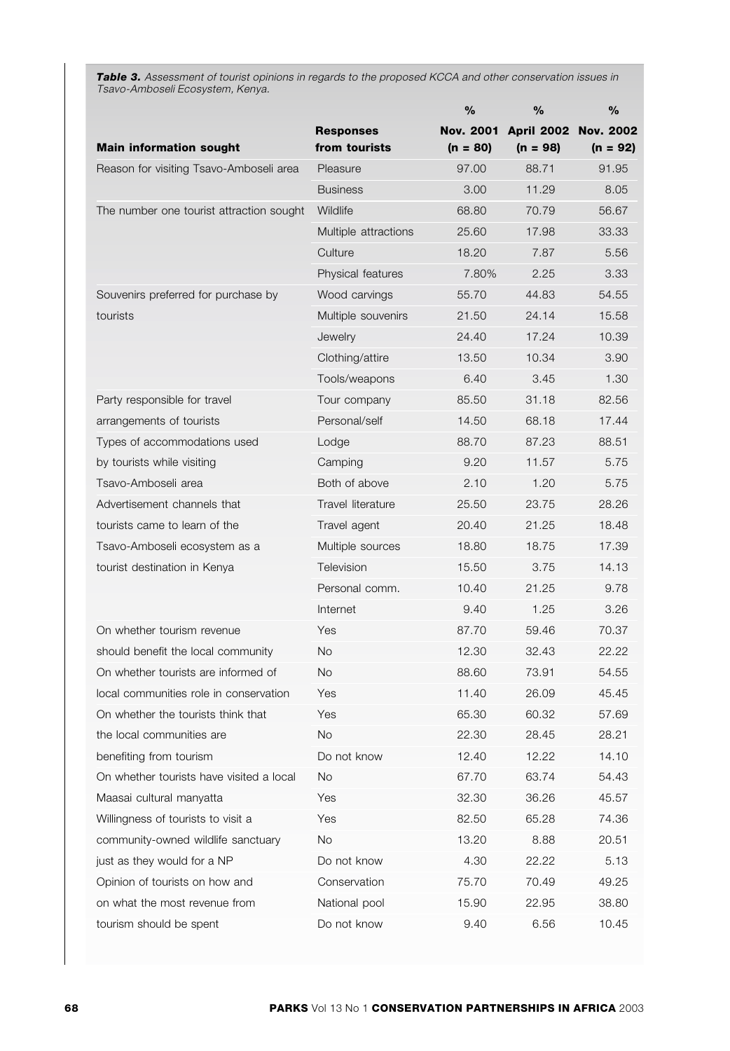***Table 3.*** *Assessment of tourist opinions in regards to the proposed KCCA and other conservation issues in Tsavo-Amboseli Ecosystem, Kenya.*

| Main information sought | Responses from tourists | % Nov. 2001 (n = 80) | % April 2002 (n = 98) | % Nov. 2002 (n = 92) |
|---|---|---|---|---|
| Reason for visiting Tsavo-Amboseli area | Pleasure | 97.00 | 88.71 | 91.95 |
| | Business | 3.00 | 11.29 | 8.05 |
| The number one tourist attraction sought | Wildlife | 68.80 | 70.79 | 56.67 |
| | Multiple attractions | 25.60 | 17.98 | 33.33 |
| | Culture | 18.20 | 7.87 | 5.56 |
| | Physical features | 7.80% | 2.25 | 3.33 |
| Souvenirs preferred for purchase by tourists | Wood carvings | 55.70 | 44.83 | 54.55 |
| | Multiple souvenirs | 21.50 | 24.14 | 15.58 |
| | Jewelry | 24.40 | 17.24 | 10.39 |
| | Clothing/attire | 13.50 | 10.34 | 3.90 |
| | Tools/weapons | 6.40 | 3.45 | 1.30 |
| Party responsible for travel arrangements of tourists | Tour company | 85.50 | 31.18 | 82.56 |
| | Personal/self | 14.50 | 68.18 | 17.44 |
| Types of accommodations used by tourists while visiting Tsavo-Amboseli area | Lodge | 88.70 | 87.23 | 88.51 |
| | Camping | 9.20 | 11.57 | 5.75 |
| | Both of above | 2.10 | 1.20 | 5.75 |
| Advertisement channels that tourists came to learn of the Tsavo-Amboseli ecosystem as a tourist destination in Kenya | Travel literature | 25.50 | 23.75 | 28.26 |
| | Travel agent | 20.40 | 21.25 | 18.48 |
| | Multiple sources | 18.80 | 18.75 | 17.39 |
| | Television | 15.50 | 3.75 | 14.13 |
| | Personal comm. | 10.40 | 21.25 | 9.78 |
| | Internet | 9.40 | 1.25 | 3.26 |
| On whether tourism revenue should benefit the local community | Yes | 87.70 | 59.46 | 70.37 |
| | No | 12.30 | 32.43 | 22.22 |
| On whether tourists are informed of local communities role in conservation | No | 88.60 | 73.91 | 54.55 |
| | Yes | 11.40 | 26.09 | 45.45 |
| On whether the tourists think that the local communities are benefiting from tourism | Yes | 65.30 | 60.32 | 57.69 |
| | No | 22.30 | 28.45 | 28.21 |
| | Do not know | 12.40 | 12.22 | 14.10 |
| On whether tourists have visited a local Maasai cultural manyatta | No | 67.70 | 63.74 | 54.43 |
| | Yes | 32.30 | 36.26 | 45.57 |
| Willingness of tourists to visit a community-owned wildlife sanctuary just as they would for a NP | Yes | 82.50 | 65.28 | 74.36 |
| | No | 13.20 | 8.88 | 20.51 |
| | Do not know | 4.30 | 22.22 | 5.13 |
| Opinion of tourists on how and on what the most revenue from tourism should be spent | Conservation | 75.70 | 70.49 | 49.25 |
| | National pool | 15.90 | 22.95 | 38.80 |
| | Do not know | 9.40 | 6.56 | 10.45 |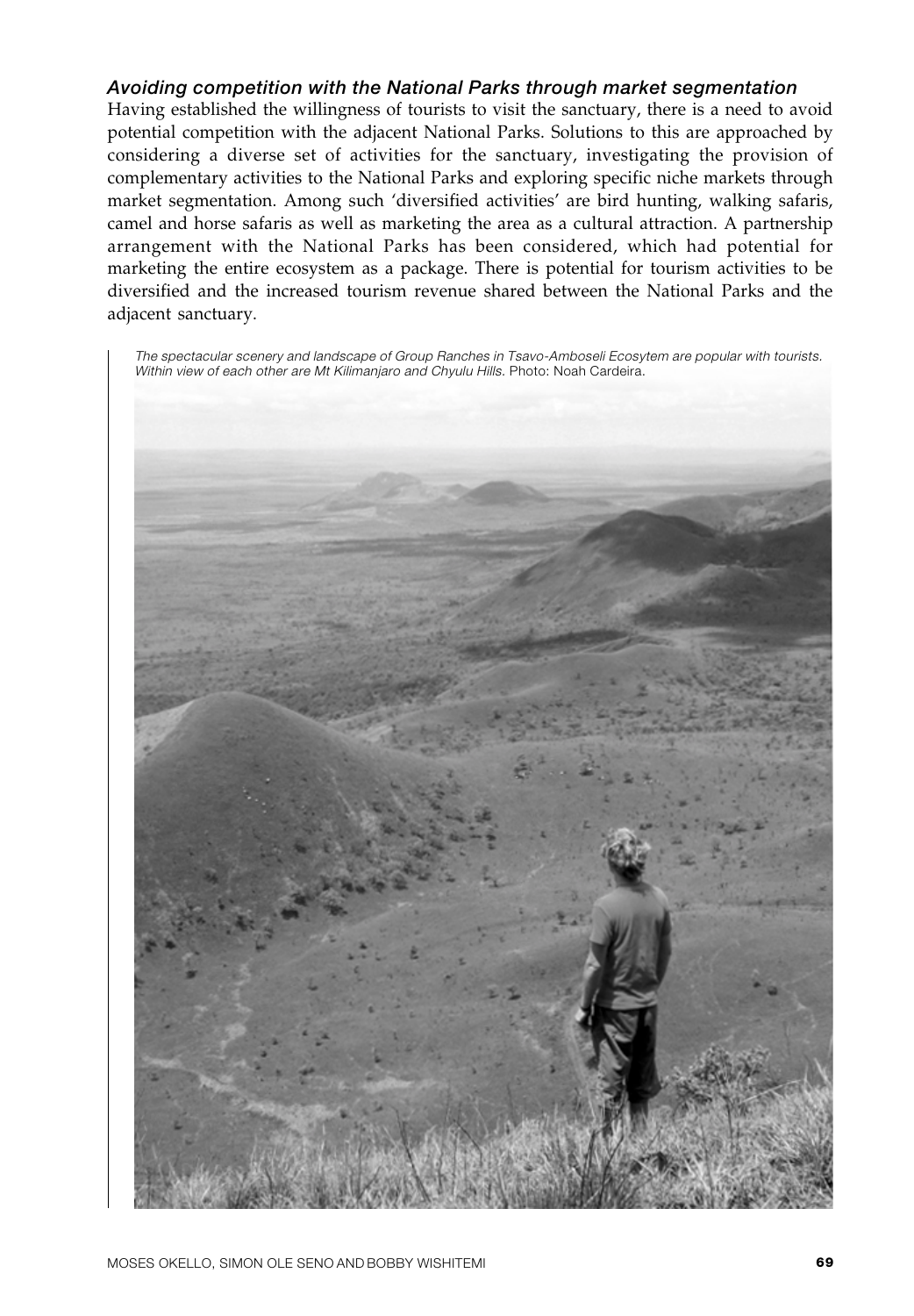### *Avoiding competition with the National Parks through market segmentation*

Having established the willingness of tourists to visit the sanctuary, there is a need to avoid potential competition with the adjacent National Parks. Solutions to this are approached by considering a diverse set of activities for the sanctuary, investigating the provision of complementary activities to the National Parks and exploring specific niche markets through market segmentation. Among such 'diversified activities' are bird hunting, walking safaris, camel and horse safaris as well as marketing the area as a cultural attraction. A partnership arrangement with the National Parks has been considered, which had potential for marketing the entire ecosystem as a package. There is potential for tourism activities to be diversified and the increased tourism revenue shared between the National Parks and the adjacent sanctuary.

*The spectacular scenery and landscape of Group Ranches in Tsavo-Amboseli Ecosytem are popular with tourists. Within view of each other are Mt Kilimanjaro and Chyulu Hills.* Photo: Noah Cardeira.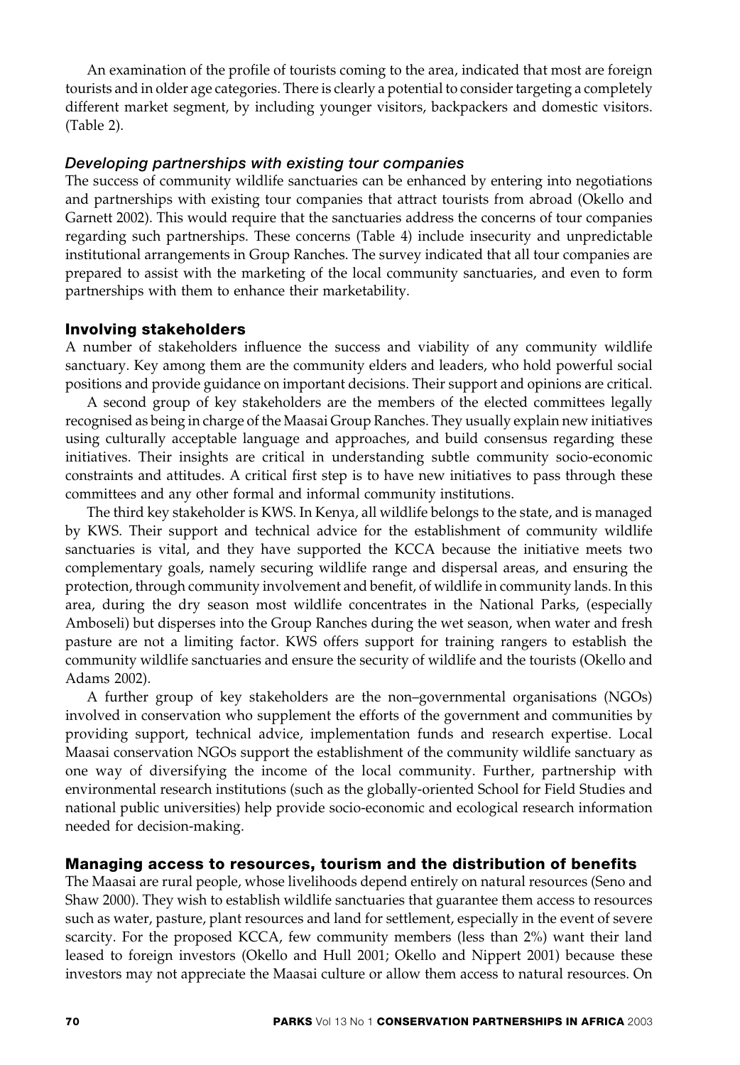An examination of the profile of tourists coming to the area, indicated that most are foreign tourists and in older age categories. There is clearly a potential to consider targeting a completely different market segment, by including younger visitors, backpackers and domestic visitors. (Table 2).

### *Developing partnerships with existing tour companies*

The success of community wildlife sanctuaries can be enhanced by entering into negotiations and partnerships with existing tour companies that attract tourists from abroad (Okello and Garnett 2002). This would require that the sanctuaries address the concerns of tour companies regarding such partnerships. These concerns (Table 4) include insecurity and unpredictable institutional arrangements in Group Ranches. The survey indicated that all tour companies are prepared to assist with the marketing of the local community sanctuaries, and even to form partnerships with them to enhance their marketability.

## Involving stakeholders

A number of stakeholders influence the success and viability of any community wildlife sanctuary. Key among them are the community elders and leaders, who hold powerful social positions and provide guidance on important decisions. Their support and opinions are critical.

A second group of key stakeholders are the members of the elected committees legally recognised as being in charge of the Maasai Group Ranches. They usually explain new initiatives using culturally acceptable language and approaches, and build consensus regarding these initiatives. Their insights are critical in understanding subtle community socio-economic constraints and attitudes. A critical first step is to have new initiatives to pass through these committees and any other formal and informal community institutions.

The third key stakeholder is KWS. In Kenya, all wildlife belongs to the state, and is managed by KWS. Their support and technical advice for the establishment of community wildlife sanctuaries is vital, and they have supported the KCCA because the initiative meets two complementary goals, namely securing wildlife range and dispersal areas, and ensuring the protection, through community involvement and benefit, of wildlife in community lands. In this area, during the dry season most wildlife concentrates in the National Parks, (especially Amboseli) but disperses into the Group Ranches during the wet season, when water and fresh pasture are not a limiting factor. KWS offers support for training rangers to establish the community wildlife sanctuaries and ensure the security of wildlife and the tourists (Okello and Adams 2002).

A further group of key stakeholders are the non–governmental organisations (NGOs) involved in conservation who supplement the efforts of the government and communities by providing support, technical advice, implementation funds and research expertise. Local Maasai conservation NGOs support the establishment of the community wildlife sanctuary as one way of diversifying the income of the local community. Further, partnership with environmental research institutions (such as the globally-oriented School for Field Studies and national public universities) help provide socio-economic and ecological research information needed for decision-making.

## Managing access to resources, tourism and the distribution of benefits

The Maasai are rural people, whose livelihoods depend entirely on natural resources (Seno and Shaw 2000). They wish to establish wildlife sanctuaries that guarantee them access to resources such as water, pasture, plant resources and land for settlement, especially in the event of severe scarcity. For the proposed KCCA, few community members (less than 2%) want their land leased to foreign investors (Okello and Hull 2001; Okello and Nippert 2001) because these investors may not appreciate the Maasai culture or allow them access to natural resources. On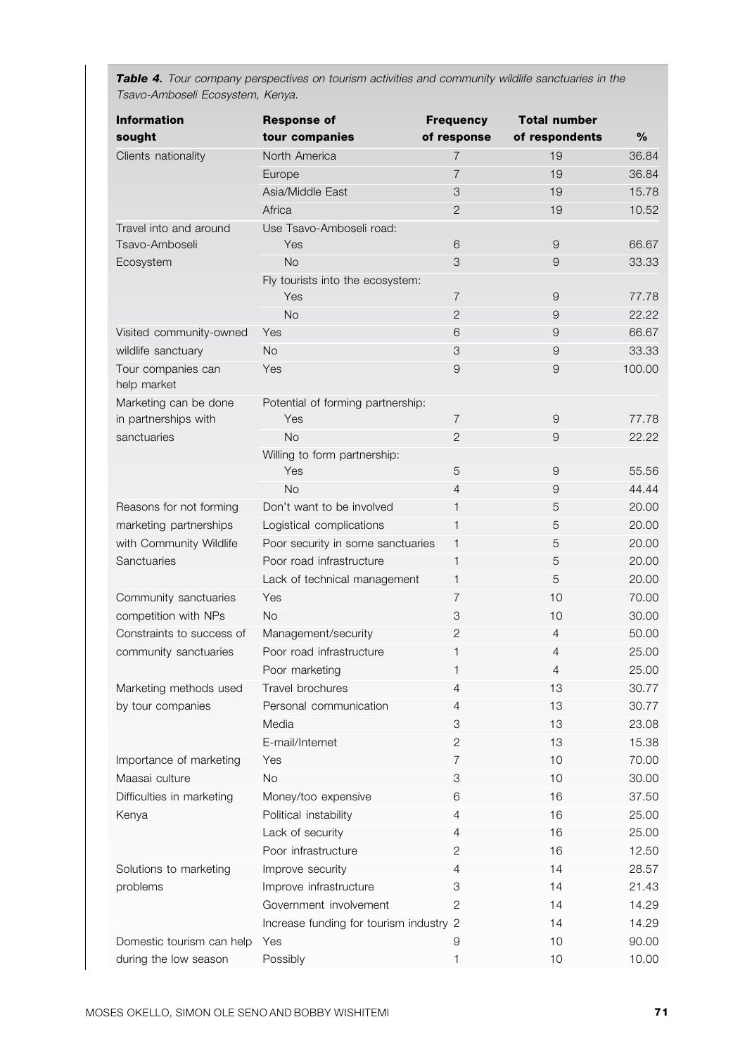***Table 4.*** *Tour company perspectives on tourism activities and community wildlife sanctuaries in the Tsavo-Amboseli Ecosystem, Kenya.*

| Information sought | Response of tour companies | Frequency of response | Total number of respondents | % |
|---|---|---|---|---|
| Clients nationality | North America | 7 | 19 | 36.84 |
| | Europe | 7 | 19 | 36.84 |
| | Asia/Middle East | 3 | 19 | 15.78 |
| | Africa | 2 | 19 | 10.52 |
| Travel into and around Tsavo-Amboseli Ecosystem | Use Tsavo-Amboseli road: | | | |
| | Yes | 6 | 9 | 66.67 |
| | No | 3 | 9 | 33.33 |
| | Fly tourists into the ecosystem: | | | |
| | Yes | 7 | 9 | 77.78 |
| | No | 2 | 9 | 22.22 |
| Visited community-owned wildlife sanctuary | Yes | 6 | 9 | 66.67 |
| | No | 3 | 9 | 33.33 |
| Tour companies can help market | Yes | 9 | 9 | 100.00 |
| Marketing can be done in partnerships with sanctuaries | Potential of forming partnership: | | | |
| | Yes | 7 | 9 | 77.78 |
| | No | 2 | 9 | 22.22 |
| | Willing to form partnership: | | | |
| | Yes | 5 | 9 | 55.56 |
| | No | 4 | 9 | 44.44 |
| Reasons for not forming marketing partnerships with Community Wildlife Sanctuaries | Don't want to be involved | 1 | 5 | 20.00 |
| | Logistical complications | 1 | 5 | 20.00 |
| | Poor security in some sanctuaries | 1 | 5 | 20.00 |
| | Poor road infrastructure | 1 | 5 | 20.00 |
| | Lack of technical management | 1 | 5 | 20.00 |
| Community sanctuaries competition with NPs | Yes | 7 | 10 | 70.00 |
| | No | 3 | 10 | 30.00 |
| Constraints to success of community sanctuaries | Management/security | 2 | 4 | 50.00 |
| | Poor road infrastructure | 1 | 4 | 25.00 |
| | Poor marketing | 1 | 4 | 25.00 |
| Marketing methods used by tour companies | Travel brochures | 4 | 13 | 30.77 |
| | Personal communication | 4 | 13 | 30.77 |
| | Media | 3 | 13 | 23.08 |
| | E-mail/Internet | 2 | 13 | 15.38 |
| Importance of marketing Maasai culture | Yes | 7 | 10 | 70.00 |
| | No | 3 | 10 | 30.00 |
| Difficulties in marketing Kenya | Money/too expensive | 6 | 16 | 37.50 |
| | Political instability | 4 | 16 | 25.00 |
| | Lack of security | 4 | 16 | 25.00 |
| | Poor infrastructure | 2 | 16 | 12.50 |
| Solutions to marketing problems | Improve security | 4 | 14 | 28.57 |
| | Improve infrastructure | 3 | 14 | 21.43 |
| | Government involvement | 2 | 14 | 14.29 |
| | Increase funding for tourism industry | 2 | 14 | 14.29 |
| Domestic tourism can help during the low season | Yes | 9 | 10 | 90.00 |
| | Possibly | 1 | 10 | 10.00 |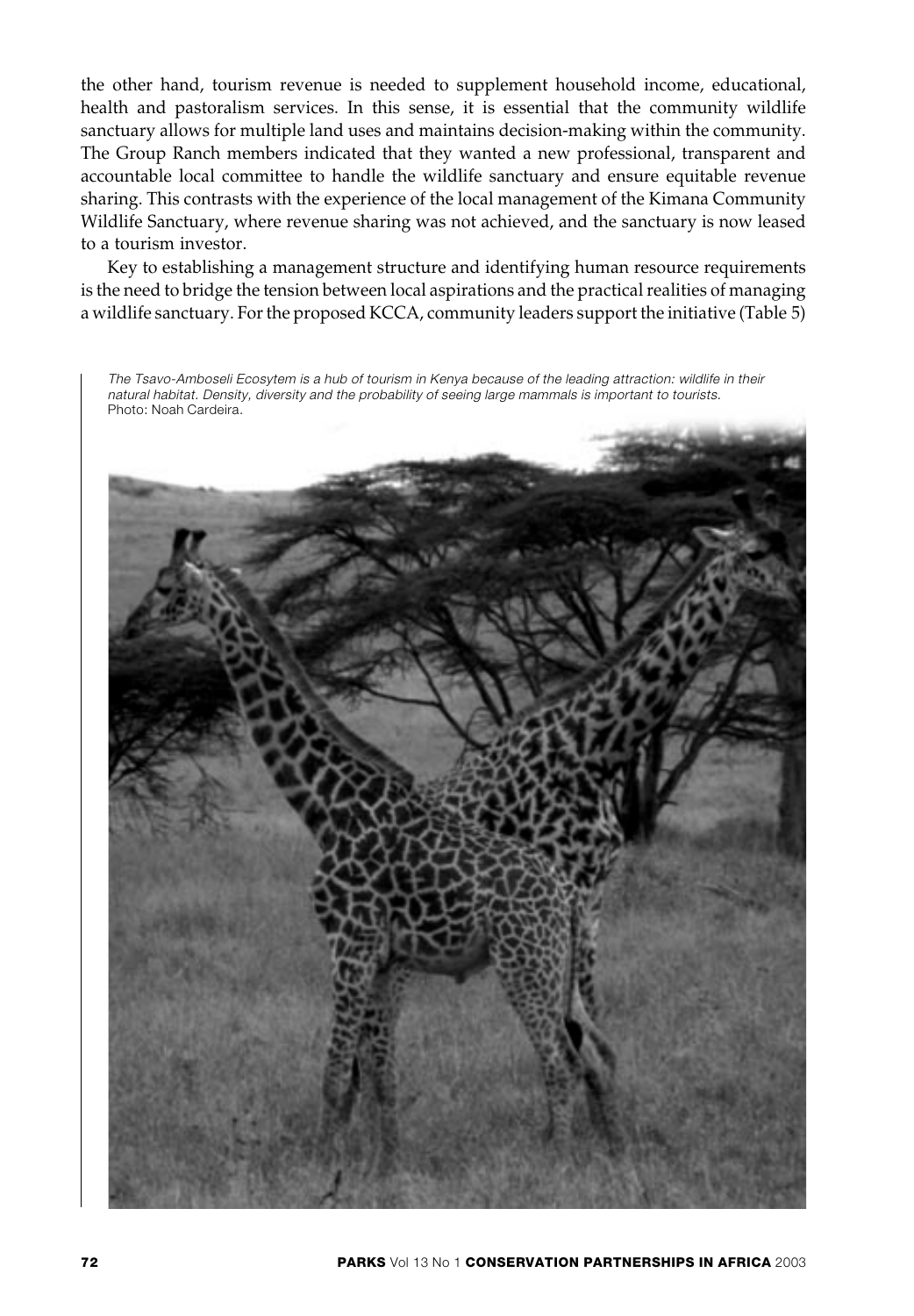the other hand, tourism revenue is needed to supplement household income, educational, health and pastoralism services. In this sense, it is essential that the community wildlife sanctuary allows for multiple land uses and maintains decision-making within the community. The Group Ranch members indicated that they wanted a new professional, transparent and accountable local committee to handle the wildlife sanctuary and ensure equitable revenue sharing. This contrasts with the experience of the local management of the Kimana Community Wildlife Sanctuary, where revenue sharing was not achieved, and the sanctuary is now leased to a tourism investor.

Key to establishing a management structure and identifying human resource requirements is the need to bridge the tension between local aspirations and the practical realities of managing a wildlife sanctuary. For the proposed KCCA, community leaders support the initiative (Table 5)

*The Tsavo-Amboseli Ecosytem is a hub of tourism in Kenya because of the leading attraction: wildlife in their natural habitat. Density, diversity and the probability of seeing large mammals is important to tourists.* Photo: Noah Cardeira.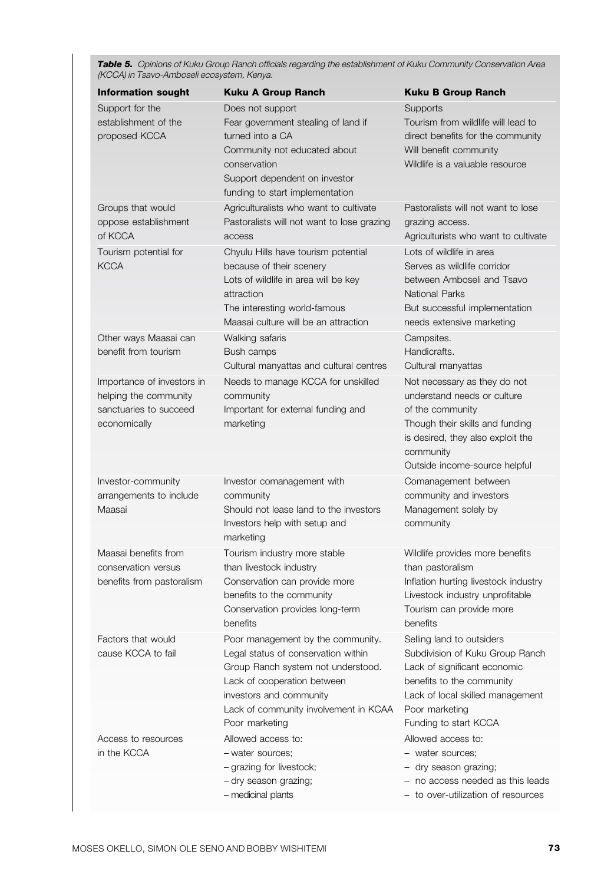***Table 5.*** *Opinions of Kuku Group Ranch officials regarding the establishment of Kuku Community Conservation Area (KCCA) in Tsavo-Amboseli ecosystem, Kenya.*

| Information sought | Kuku A Group Ranch | Kuku B Group Ranch |
|---|---|---|
| Support for the establishment of the proposed KCCA | Does not support<br>Fear government stealing of land if turned into a CA<br>Community not educated about conservation<br>Support dependent on investor funding to start implementation | Supports<br>Tourism from wildlife will lead to direct benefits for the community<br>Will benefit community<br>Wildlife is a valuable resource |
| Groups that would oppose establishment of KCCA | Agriculturalists who want to cultivate<br>Pastoralists will not want to lose grazing access | Pastoralists will not want to lose grazing access.<br>Agriculturists who want to cultivate |
| Tourism potential for KCCA | Chyulu Hills have tourism potential because of their scenery<br>Lots of wildlife in area will be key attraction<br>The interesting world-famous Maasai culture will be an attraction | Lots of wildlife in area<br>Serves as wildlife corridor between Amboseli and Tsavo National Parks<br>But successful implementation needs extensive marketing |
| Other ways Maasai can benefit from tourism | Walking safaris<br>Bush camps<br>Cultural manyattas and cultural centres | Campsites.<br>Handicrafts.<br>Cultural manyattas |
| Importance of investors in helping the community sanctuaries to succeed economically | Needs to manage KCCA for unskilled community<br>Important for external funding and marketing | Not necessary as they do not understand needs or culture of the community<br>Though their skills and funding is desired, they also exploit the community<br>Outside income-source helpful |
| Investor-community arrangements to include Maasai | Investor comanagement with community<br>Should not lease land to the investors<br>Investors help with setup and marketing | Comanagement between community and investors<br>Management solely by community |
| Maasai benefits from conservation versus benefits from pastoralism | Tourism industry more stable than livestock industry<br>Conservation can provide more benefits to the community<br>Conservation provides long-term benefits | Wildlife provides more benefits than pastoralism<br>Inflation hurting livestock industry<br>Livestock industry unprofitable<br>Tourism can provide more benefits |
| Factors that would cause KCCA to fail | Poor management by the community.<br>Legal status of conservation within Group Ranch system not understood.<br>Lack of cooperation between investors and community<br>Lack of community involvement in KCAA<br>Poor marketing | Selling land to outsiders<br>Subdivision of Kuku Group Ranch<br>Lack of significant economic benefits to the community<br>Lack of local skilled management<br>Poor marketing<br>Funding to start KCCA |
| Access to resources in the KCCA | Allowed access to:<br>– water sources;<br>– grazing for livestock;<br>– dry season grazing;<br>– medicinal plants | Allowed access to:<br>– water sources;<br>– dry season grazing;<br>– no access needed as this leads<br>– to over-utilization of resources |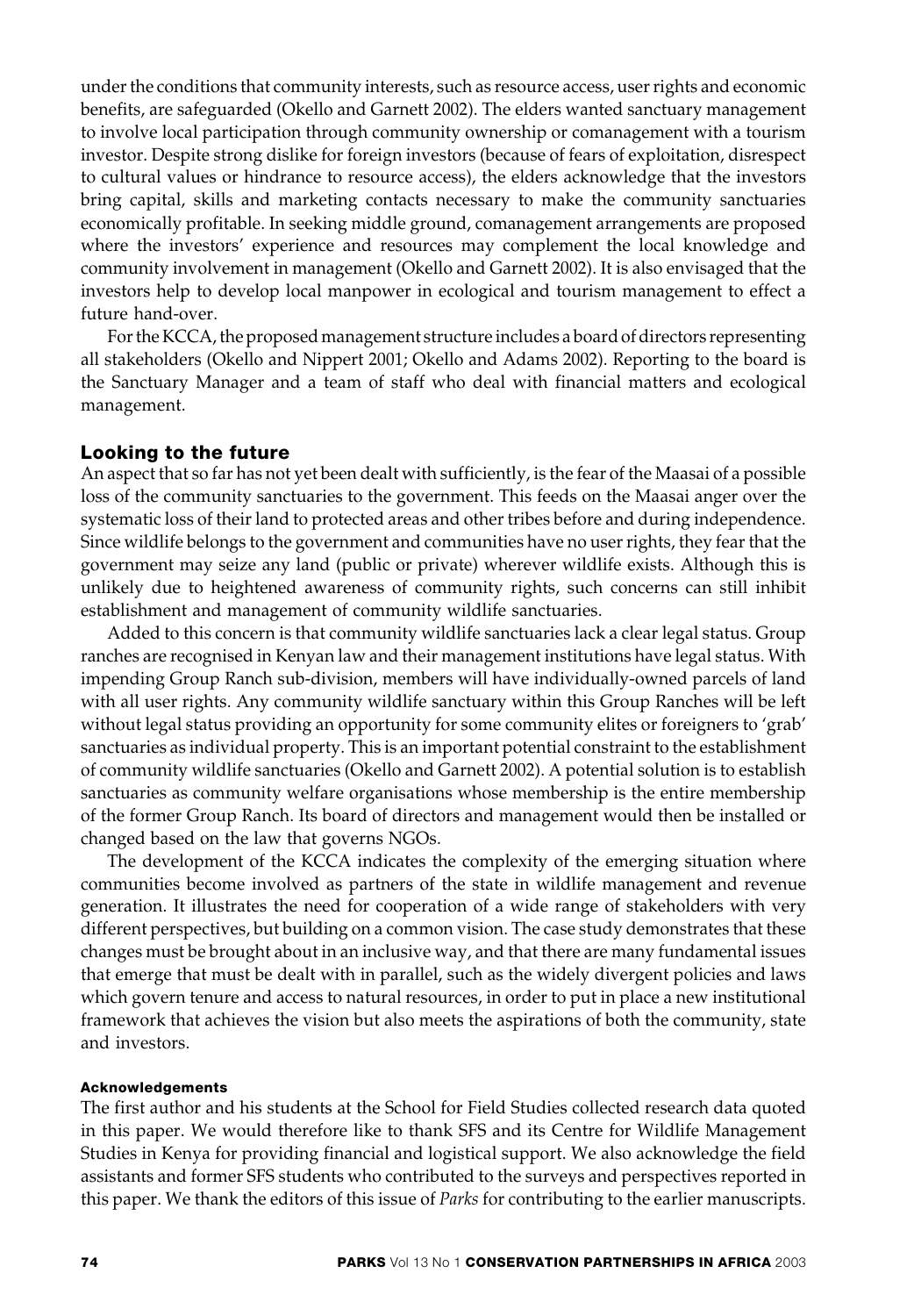under the conditions that community interests, such as resource access, user rights and economic benefits, are safeguarded (Okello and Garnett 2002). The elders wanted sanctuary management to involve local participation through community ownership or comanagement with a tourism investor. Despite strong dislike for foreign investors (because of fears of exploitation, disrespect to cultural values or hindrance to resource access), the elders acknowledge that the investors bring capital, skills and marketing contacts necessary to make the community sanctuaries economically profitable. In seeking middle ground, comanagement arrangements are proposed where the investors' experience and resources may complement the local knowledge and community involvement in management (Okello and Garnett 2002). It is also envisaged that the investors help to develop local manpower in ecological and tourism management to effect a future hand-over.

For the KCCA, the proposed management structure includes a board of directors representing all stakeholders (Okello and Nippert 2001; Okello and Adams 2002). Reporting to the board is the Sanctuary Manager and a team of staff who deal with financial matters and ecological management.

## Looking to the future

An aspect that so far has not yet been dealt with sufficiently, is the fear of the Maasai of a possible loss of the community sanctuaries to the government. This feeds on the Maasai anger over the systematic loss of their land to protected areas and other tribes before and during independence. Since wildlife belongs to the government and communities have no user rights, they fear that the government may seize any land (public or private) wherever wildlife exists. Although this is unlikely due to heightened awareness of community rights, such concerns can still inhibit establishment and management of community wildlife sanctuaries.

Added to this concern is that community wildlife sanctuaries lack a clear legal status. Group ranches are recognised in Kenyan law and their management institutions have legal status. With impending Group Ranch sub-division, members will have individually-owned parcels of land with all user rights. Any community wildlife sanctuary within this Group Ranches will be left without legal status providing an opportunity for some community elites or foreigners to 'grab' sanctuaries as individual property. This is an important potential constraint to the establishment of community wildlife sanctuaries (Okello and Garnett 2002). A potential solution is to establish sanctuaries as community welfare organisations whose membership is the entire membership of the former Group Ranch. Its board of directors and management would then be installed or changed based on the law that governs NGOs.

The development of the KCCA indicates the complexity of the emerging situation where communities become involved as partners of the state in wildlife management and revenue generation. It illustrates the need for cooperation of a wide range of stakeholders with very different perspectives, but building on a common vision. The case study demonstrates that these changes must be brought about in an inclusive way, and that there are many fundamental issues that emerge that must be dealt with in parallel, such as the widely divergent policies and laws which govern tenure and access to natural resources, in order to put in place a new institutional framework that achieves the vision but also meets the aspirations of both the community, state and investors.

#### Acknowledgements

The first author and his students at the School for Field Studies collected research data quoted in this paper. We would therefore like to thank SFS and its Centre for Wildlife Management Studies in Kenya for providing financial and logistical support. We also acknowledge the field assistants and former SFS students who contributed to the surveys and perspectives reported in this paper. We thank the editors of this issue of *Parks* for contributing to the earlier manuscripts.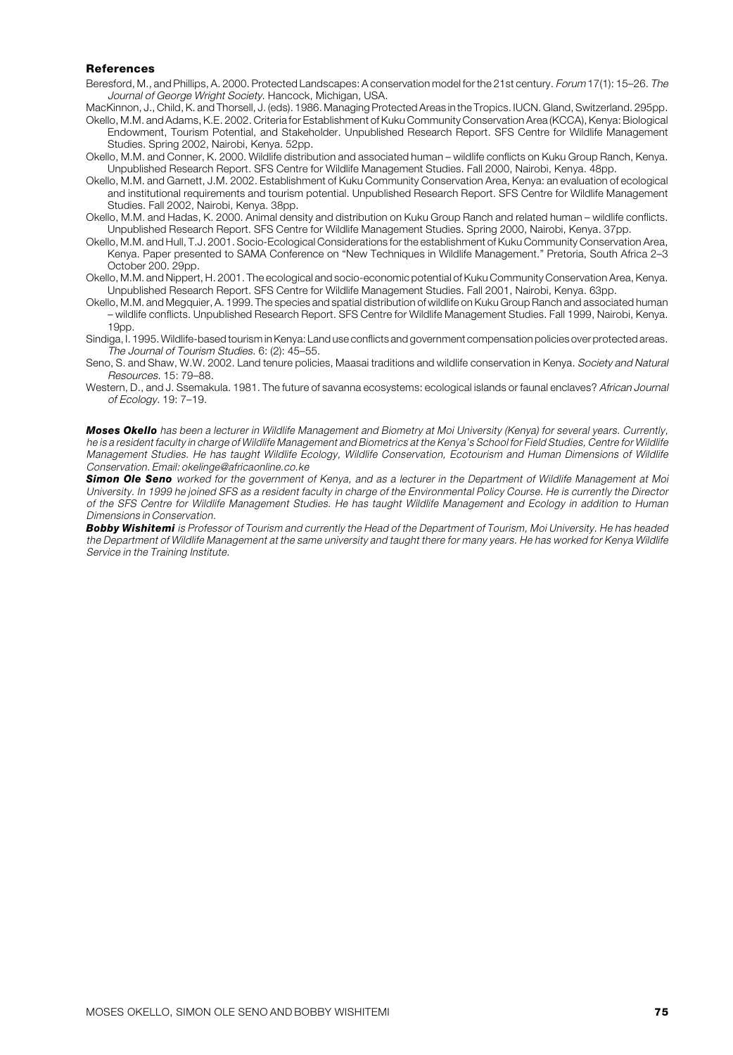### References

Beresford, M., and Phillips, A. 2000. Protected Landscapes: A conservation model for the 21st century. *Forum* 17(1): 15–26. *The Journal of George Wright Society.* Hancock, Michigan, USA.

MacKinnon, J., Child, K. and Thorsell, J. (eds). 1986. Managing Protected Areas in the Tropics. IUCN. Gland, Switzerland. 295pp.

Okello, M.M. and Adams, K.E. 2002. Criteria for Establishment of Kuku Community Conservation Area (KCCA), Kenya: Biological Endowment, Tourism Potential, and Stakeholder. Unpublished Research Report. SFS Centre for Wildlife Management Studies. Spring 2002, Nairobi, Kenya. 52pp.

Okello, M.M. and Conner, K. 2000. Wildlife distribution and associated human – wildlife conflicts on Kuku Group Ranch, Kenya. Unpublished Research Report. SFS Centre for Wildlife Management Studies. Fall 2000, Nairobi, Kenya. 48pp.

Okello, M.M. and Garnett, J.M. 2002. Establishment of Kuku Community Conservation Area, Kenya: an evaluation of ecological and institutional requirements and tourism potential. Unpublished Research Report. SFS Centre for Wildlife Management Studies. Fall 2002, Nairobi, Kenya. 38pp.

Okello, M.M. and Hadas, K. 2000. Animal density and distribution on Kuku Group Ranch and related human – wildlife conflicts. Unpublished Research Report. SFS Centre for Wildlife Management Studies. Spring 2000, Nairobi, Kenya. 37pp.

Okello, M.M. and Hull, T.J. 2001. Socio-Ecological Considerations for the establishment of Kuku Community Conservation Area, Kenya. Paper presented to SAMA Conference on "New Techniques in Wildlife Management." Pretoria, South Africa 2–3 October 200. 29pp.

Okello, M.M. and Nippert, H. 2001. The ecological and socio-economic potential of Kuku Community Conservation Area, Kenya. Unpublished Research Report. SFS Centre for Wildlife Management Studies. Fall 2001, Nairobi, Kenya. 63pp.

Okello, M.M. and Megquier, A. 1999. The species and spatial distribution of wildlife on Kuku Group Ranch and associated human – wildlife conflicts. Unpublished Research Report. SFS Centre for Wildlife Management Studies. Fall 1999, Nairobi, Kenya. 19pp.

Sindiga, I. 1995. Wildlife-based tourism in Kenya: Land use conflicts and government compensation policies over protected areas. *The Journal of Tourism Studies.* 6: (2): 45–55.

Seno, S. and Shaw, W.W. 2002. Land tenure policies, Maasai traditions and wildlife conservation in Kenya. *Society and Natural Resources.* 15: 79–88.

Western, D., and J. Ssemakula. 1981. The future of savanna ecosystems: ecological islands or faunal enclaves? *African Journal of Ecology.* 19: 7–19.

***Moses Okello*** *has been a lecturer in Wildlife Management and Biometry at Moi University (Kenya) for several years. Currently, he is a resident faculty in charge of Wildlife Management and Biometrics at the Kenya's School for Field Studies, Centre for Wildlife Management Studies. He has taught Wildlife Ecology, Wildlife Conservation, Ecotourism and Human Dimensions of Wildlife Conservation. Email: okelinge@africaonline.co.ke*

***Simon Ole Seno*** *worked for the government of Kenya, and as a lecturer in the Department of Wildlife Management at Moi University. In 1999 he joined SFS as a resident faculty in charge of the Environmental Policy Course. He is currently the Director of the SFS Centre for Wildlife Management Studies. He has taught Wildlife Management and Ecology in addition to Human Dimensions in Conservation.*

***Bobby Wishitemi*** *is Professor of Tourism and currently the Head of the Department of Tourism, Moi University. He has headed the Department of Wildlife Management at the same university and taught there for many years. He has worked for Kenya Wildlife Service in the Training Institute.*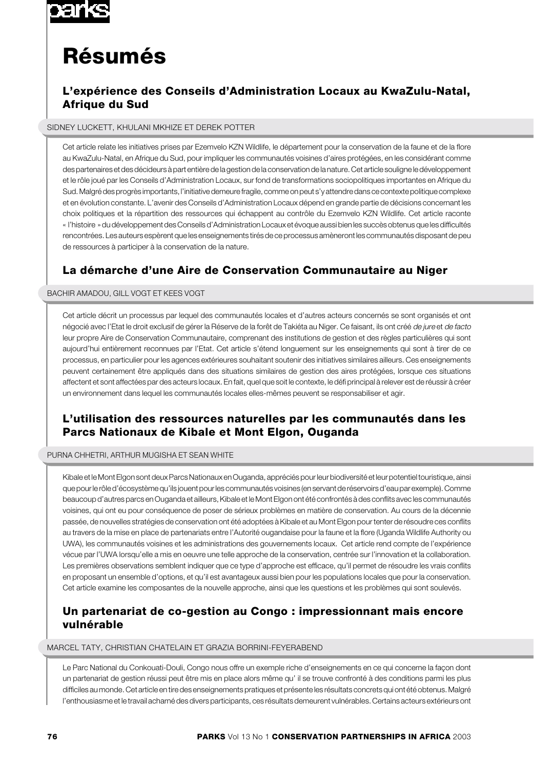# Résumés

## L'expérience des Conseils d'Administration Locaux au KwaZulu-Natal, Afrique du Sud

SIDNEY LUCKETT, KHULANI MKHIZE ET DEREK POTTER

Cet article relate les initiatives prises par Ezemvelo KZN Wildlife, le département pour la conservation de la faune et de la flore au KwaZulu-Natal, en Afrique du Sud, pour impliquer les communautés voisines d'aires protégées, en les considérant comme des partenaires et des décideurs à part entière de la gestion de la conservation de la nature. Cet article souligne le développement et le rôle joué par les Conseils d'Administration Locaux, sur fond de transformations sociopolitiques importantes en Afrique du Sud. Malgré des progrès importants, l'initiative demeure fragile, comme on peut s'y attendre dans ce contexte politique complexe et en évolution constante. L'avenir des Conseils d'Administration Locaux dépend en grande partie de décisions concernant les choix politiques et la répartition des ressources qui échappent au contrôle du Ezemvelo KZN Wildlife. Cet article raconte « l'histoire » du développement des Conseils d'Administration Locaux et évoque aussi bien les succès obtenus que les difficultés rencontrées. Les auteurs espèrent que les enseignements tirés de ce processus amèneront les communautés disposant de peu de ressources à participer à la conservation de la nature.

## La démarche d'une Aire de Conservation Communautaire au Niger

BACHIR AMADOU, GILL VOGT ET KEES VOGT

Cet article décrit un processus par lequel des communautés locales et d'autres acteurs concernés se sont organisés et ont négocié avec l'Etat le droit exclusif de gérer la Réserve de la forêt de Takiéta au Niger. Ce faisant, ils ont créé *de jure* et *de facto* leur propre Aire de Conservation Communautaire, comprenant des institutions de gestion et des règles particulières qui sont aujourd'hui entièrement reconnues par l'Etat. Cet article s'étend longuement sur les enseignements qui sont à tirer de ce processus, en particulier pour les agences extérieures souhaitant soutenir des initiatives similaires ailleurs. Ces enseignements peuvent certainement être appliqués dans des situations similaires de gestion des aires protégées, lorsque ces situations affectent et sont affectées par des acteurs locaux. En fait, quel que soit le contexte, le défi principal à relever est de réussir à créer un environnement dans lequel les communautés locales elles-mêmes peuvent se responsabiliser et agir.

## L'utilisation des ressources naturelles par les communautés dans les Parcs Nationaux de Kibale et Mont Elgon, Ouganda

PURNA CHHETRI, ARTHUR MUGISHA ET SEAN WHITE

Kibale et le Mont Elgon sont deux Parcs Nationaux en Ouganda, appréciés pour leur biodiversité et leur potentiel touristique, ainsi que pour le rôle d'écosystème qu'ils jouent pour les communautés voisines (en servant de réservoirs d'eau par exemple). Comme beaucoup d'autres parcs en Ouganda et ailleurs, Kibale et le Mont Elgon ont été confrontés à des conflits avec les communautés voisines, qui ont eu pour conséquence de poser de sérieux problèmes en matière de conservation. Au cours de la décennie passée, de nouvelles stratégies de conservation ont été adoptées à Kibale et au Mont Elgon pour tenter de résoudre ces conflits au travers de la mise en place de partenariats entre l'Autorité ougandaise pour la faune et la flore (Uganda Wildlife Authority ou UWA), les communautés voisines et les administrations des gouvernements locaux. Cet article rend compte de l'expérience vécue par l'UWA lorsqu'elle a mis en oeuvre une telle approche de la conservation, centrée sur l'innovation et la collaboration. Les premières observations semblent indiquer que ce type d'approche est efficace, qu'il permet de résoudre les vrais conflits en proposant un ensemble d'options, et qu'il est avantageux aussi bien pour les populations locales que pour la conservation. Cet article examine les composantes de la nouvelle approche, ainsi que les questions et les problèmes qui sont soulevés.

## Un partenariat de co-gestion au Congo : impressionnant mais encore vulnérable

MARCEL TATY, CHRISTIAN CHATELAIN ET GRAZIA BORRINI-FEYERABEND

Le Parc National du Conkouati-Douli, Congo nous offre un exemple riche d'enseignements en ce qui concerne la façon dont un partenariat de gestion réussi peut être mis en place alors même qu' il se trouve confronté à des conditions parmi les plus difficiles au monde. Cet article en tire des enseignements pratiques et présente les résultats concrets qui ont été obtenus. Malgré l'enthousiasme et le travail acharné des divers participants, ces résultats demeurent vulnérables. Certains acteurs extérieurs ont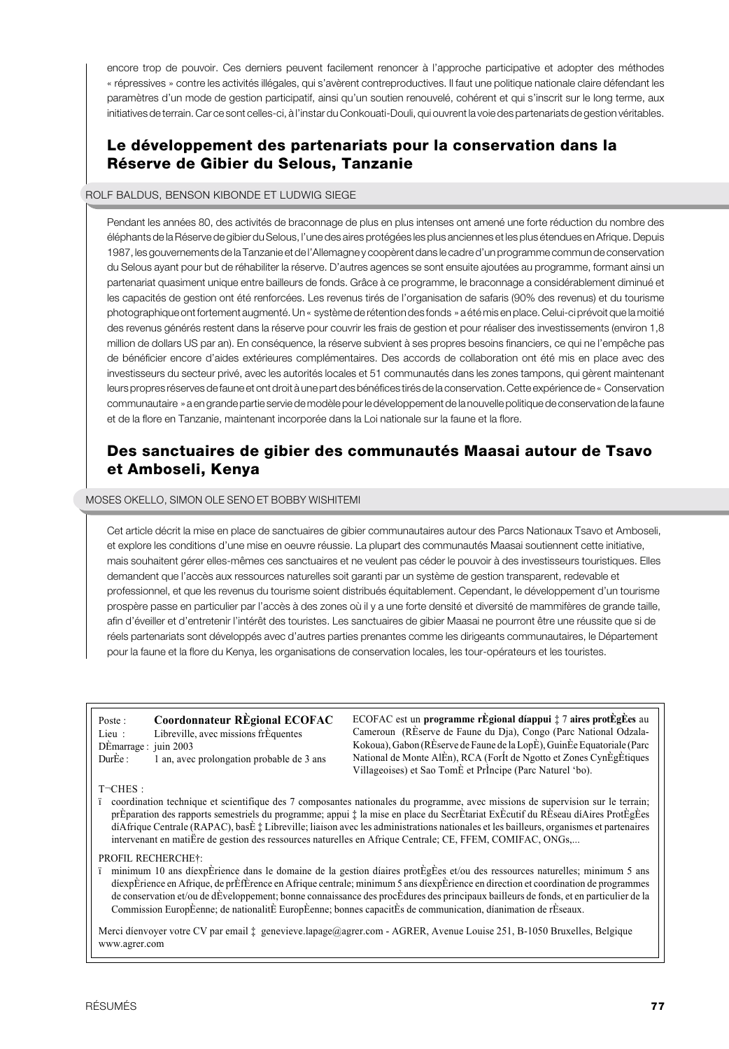encore trop de pouvoir. Ces derniers peuvent facilement renoncer à l'approche participative et adopter des méthodes « répressives » contre les activités illégales, qui s'avèrent contreproductives. Il faut une politique nationale claire défendant les paramètres d'un mode de gestion participatif, ainsi qu'un soutien renouvelé, cohérent et qui s'inscrit sur le long terme, aux initiatives de terrain. Car ce sont celles-ci, à l'instar du Conkouati-Douli, qui ouvrent la voie des partenariats de gestion véritables.

## Le développement des partenariats pour la conservation dans la Réserve de Gibier du Selous, Tanzanie

ROLF BALDUS, BENSON KIBONDE ET LUDWIG SIEGE

Pendant les années 80, des activités de braconnage de plus en plus intenses ont amené une forte réduction du nombre des éléphants de la Réserve de gibier du Selous, l'une des aires protégées les plus anciennes et les plus étendues en Afrique. Depuis 1987, les gouvernements de la Tanzanie et de l'Allemagne y coopèrent dans le cadre d'un programme commun de conservation du Selous ayant pour but de réhabiliter la réserve. D'autres agences se sont ensuite ajoutées au programme, formant ainsi un partenariat quasiment unique entre bailleurs de fonds. Grâce à ce programme, le braconnage a considérablement diminué et les capacités de gestion ont été renforcées. Les revenus tirés de l'organisation de safaris (90% des revenus) et du tourisme photographique ont fortement augmenté. Un « système de rétention des fonds » a été mis en place. Celui-ci prévoit que la moitié des revenus générés restent dans la réserve pour couvrir les frais de gestion et pour réaliser des investissements (environ 1,8 million de dollars US par an). En conséquence, la réserve subvient à ses propres besoins financiers, ce qui ne l'empêche pas de bénéficier encore d'aides extérieures complémentaires. Des accords de collaboration ont été mis en place avec des investisseurs du secteur privé, avec les autorités locales et 51 communautés dans les zones tampons, qui gèrent maintenant leurs propres réserves de faune et ont droit à une part des bénéfices tirés de la conservation. Cette expérience de « Conservation communautaire » a en grande partie servie de modèle pour le développement de la nouvelle politique de conservation de la faune et de la flore en Tanzanie, maintenant incorporée dans la Loi nationale sur la faune et la flore.

## Des sanctuaires de gibier des communautés Maasai autour de Tsavo et Amboseli, Kenya

MOSES OKELLO, SIMON OLE SENO ET BOBBY WISHITEMI

Cet article décrit la mise en place de sanctuaires de gibier communautaires autour des Parcs Nationaux Tsavo et Amboseli, et explore les conditions d'une mise en oeuvre réussie. La plupart des communautés Maasai soutiennent cette initiative, mais souhaitent gérer elles-mêmes ces sanctuaires et ne veulent pas céder le pouvoir à des investisseurs touristiques. Elles demandent que l'accès aux ressources naturelles soit garanti par un système de gestion transparent, redevable et professionnel, et que les revenus du tourisme soient distribués équitablement. Cependant, le développement d'un tourisme prospère passe en particulier par l'accès à des zones où il y a une forte densité et diversité de mammifères de grande taille, afin d'éveiller et d'entretenir l'intérêt des touristes. Les sanctuaires de gibier Maasai ne pourront être une réussite que si de réels partenariats sont développés avec d'autres parties prenantes comme les dirigeants communautaires, le Département pour la faune et la flore du Kenya, les organisations de conservation locales, les tour-opérateurs et les touristes.

---

Poste : **Coordonnateur RÈgional ECOFAC**
Lieu : Libreville, avec missions frÈquentes
DÈmarrage : juin 2003
DurÈe : 1 an, avec prolongation probable de 3 ans

ECOFAC est un **programme rÈgional díappui** ‡ 7 **aires protÈgÈes** au Cameroun (RÈserve de Faune du Dja), Congo (Parc National Odzala-Kokoua), Gabon (RÈserve de Faune de la LopÈ), GuinÈe Equatoriale (Parc National de Monte AlÈn), RCA (ForÍt de Ngotto et Zones CynÈgÈtiques Villageoises) et Sao TomÈ et PrÌncipe (Parc Naturel 'bo).

T¬CHES :

ï coordination technique et scientifique des 7 composantes nationales du programme, avec missions de supervision sur le terrain; prÈparation des rapports semestriels du programme; appui ‡ la mise en place du SecrÈtariat ExÈcutif du RÈseau díAires ProtÈgÈes díAfrique Centrale (RAPAC), basÈ ‡ Libreville; liaison avec les administrations nationales et les bailleurs, organismes et partenaires intervenant en matiËre de gestion des ressources naturelles en Afrique Centrale; CE, FFEM, COMIFAC, ONGs,...

PROFIL RECHERCHE†:

ï minimum 10 ans díexpÈrience dans le domaine de la gestion díaires protÈgÈes et/ou des ressources naturelles; minimum 5 ans díexpÈrience en Afrique, de prÈfÈrence en Afrique centrale; minimum 5 ans díexpÈrience en direction et coordination de programmes de conservation et/ou de dÈveloppement; bonne connaissance des procÈdures des principaux bailleurs de fonds, et en particulier de la Commission EuropÈenne; de nationalitÈ EuropÈenne; bonnes capacitÈs de communication, dianimation de rÈseaux.

Merci dienvoyer votre CV par email ‡ genevieve.lapage@agrer.com - AGRER, Avenue Louise 251, B-1050 Bruxelles, Belgique www.agrer.com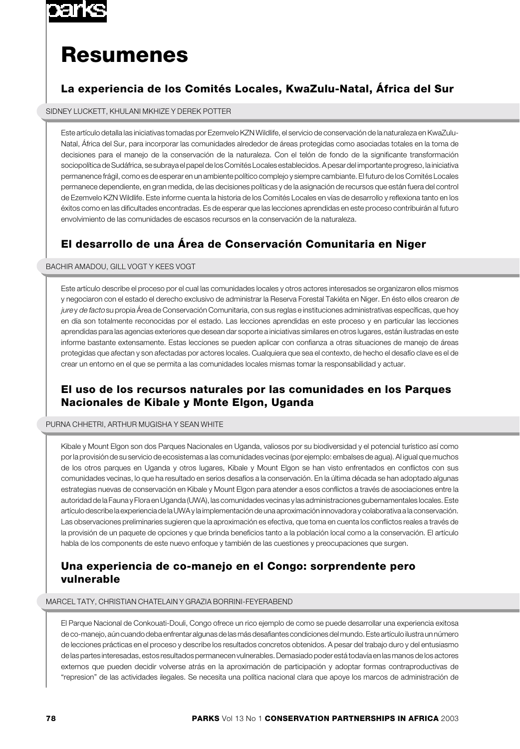# Resumenes

## La experiencia de los Comités Locales, KwaZulu-Natal, África del Sur

SIDNEY LUCKETT, KHULANI MKHIZE Y DEREK POTTER

Este artículo detalla las iniciativas tomadas por Ezemvelo KZN Wildlife, el servicio de conservación de la naturaleza en KwaZulu-Natal, África del Sur, para incorporar las comunidades alrededor de áreas protegidas como asociadas totales en la toma de decisiones para el manejo de la conservación de la naturaleza. Con el telón de fondo de la significante transformación sociopolítica de Sudáfrica, se subraya el papel de los Comités Locales establecidos. A pesar del importante progreso, la iniciativa permanence frágil, como es de esperar en un ambiente político complejo y siempre cambiante. El futuro de los Comités Locales permanece dependiente, en gran medida, de las decisiones políticas y de la asignación de recursos que están fuera del control de Ezemvelo KZN Wildlife. Este informe cuenta la historia de los Comités Locales en vías de desarrollo y reflexiona tanto en los éxitos como en las dificultades encontradas. Es de esperar que las lecciones aprendidas en este proceso contribuirán al futuro envolvimiento de las comunidades de escasos recursos en la conservación de la naturaleza.

## El desarrollo de una Área de Conservación Comunitaria en Niger

BACHIR AMADOU, GILL VOGT Y KEES VOGT

Este artículo describe el proceso por el cual las comunidades locales y otros actores interesados se organizaron ellos mismos y negociaron con el estado el derecho exclusivo de administrar la Reserva Forestal Takiéta en Niger. En ésto ellos crearon *de jure* y *de facto* su propia Área de Conservación Comunitaria, con sus reglas e instituciones administrativas específicas, que hoy en día son totalmente reconocidas por el estado. Las lecciones aprendidas en este proceso y en particular las lecciones aprendidas para las agencias exteriores que desean dar soporte a iniciativas similares en otros lugares, están ilustradas en este informe bastante extensamente. Estas lecciones se pueden aplicar con confianza a otras situaciones de manejo de áreas protegidas que afectan y son afectadas por actores locales. Cualquiera que sea el contexto, de hecho el desafío clave es el de crear un entorno en el que se permita a las comunidades locales mismas tomar la responsabilidad y actuar.

## El uso de los recursos naturales por las comunidades en los Parques Nacionales de Kibale y Monte Elgon, Uganda

PURNA CHHETRI, ARTHUR MUGISHA Y SEAN WHITE

Kibale y Mount Elgon son dos Parques Nacionales en Uganda, valiosos por su biodiversidad y el potencial turístico así como por la provisión de su servicio de ecosistemas a las comunidades vecinas (por ejemplo: embalses de agua). Al igual que muchos de los otros parques en Uganda y otros lugares, Kibale y Mount Elgon se han visto enfrentados en conflictos con sus comunidades vecinas, lo que ha resultado en serios desafíos a la conservación. En la última década se han adoptado algunas estrategias nuevas de conservación en Kibale y Mount Elgon para atender a esos conflictos a través de asociaciones entre la autoridad de la Fauna y Flora en Uganda (UWA), las comunidades vecinas y las administraciones gubernamentales locales. Este artículo describe la experiencia de la UWA y la implementación de una aproximación innovadora y colaborativa a la conservación. Las observaciones preliminaries sugieren que la aproximación es efectiva, que toma en cuenta los conflictos reales a través de la provisión de un paquete de opciones y que brinda beneficios tanto a la población local como a la conservación. El artículo habla de los components de este nuevo enfoque y también de las cuestiones y preocupaciones que surgen.

## Una experiencia de co-manejo en el Congo: sorprendente pero vulnerable

MARCEL TATY, CHRISTIAN CHATELAIN Y GRAZIA BORRINI-FEYERABEND

El Parque Nacional de Conkouati-Douli, Congo ofrece un rico ejemplo de como se puede desarrollar una experiencia exitosa de co-manejo, aún cuando deba enfrentar algunas de las más desafiantes condiciones del mundo. Este artículo ilustra un número de lecciones prácticas en el proceso y describe los resultados concretos obtenidos. A pesar del trabajo duro y del entusiasmo de las partes interesadas, estos resultados permanecen vulnerables. Demasiado poder está todavía en las manos de los actores externos que pueden decidir volverse atrás en la aproximación de participación y adoptar formas contraproductivas de "represion" de las actividades ilegales. Se necesita una política nacional clara que apoye los marcos de administración de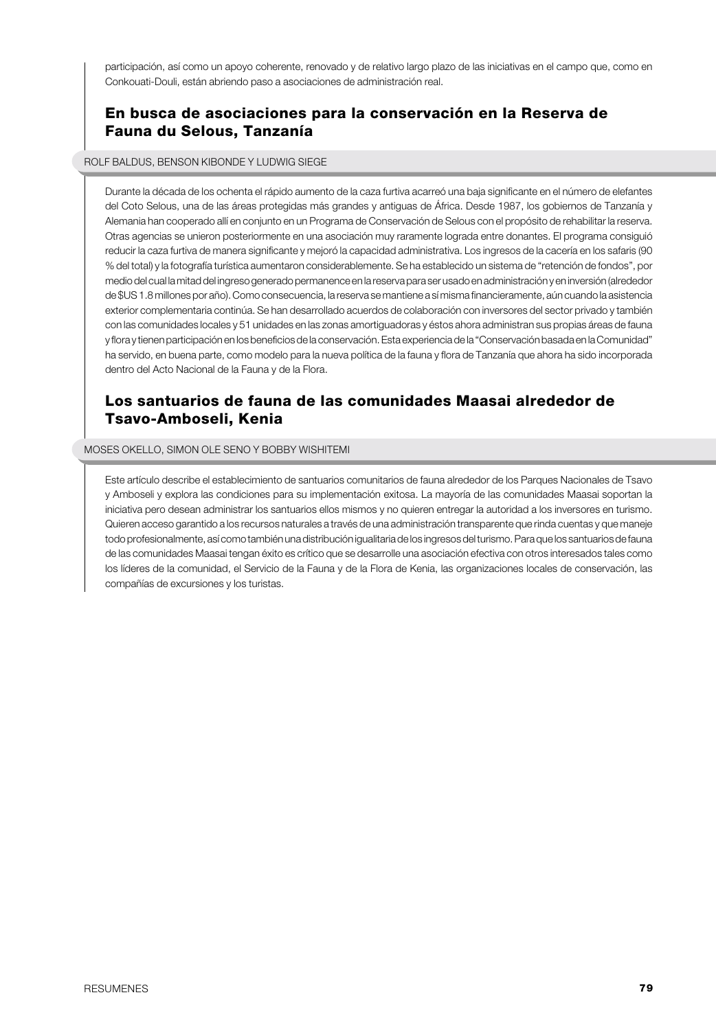participación, así como un apoyo coherente, renovado y de relativo largo plazo de las iniciativas en el campo que, como en Conkouati-Douli, están abriendo paso a asociaciones de administración real.

## En busca de asociaciones para la conservación en la Reserva de Fauna du Selous, Tanzanía

ROLF BALDUS, BENSON KIBONDE Y LUDWIG SIEGE

Durante la década de los ochenta el rápido aumento de la caza furtiva acarreó una baja significante en el número de elefantes del Coto Selous, una de las áreas protegidas más grandes y antiguas de África. Desde 1987, los gobiernos de Tanzanía y Alemania han cooperado allí en conjunto en un Programa de Conservación de Selous con el propósito de rehabilitar la reserva. Otras agencias se unieron posteriormente en una asociación muy raramente lograda entre donantes. El programa consiguió reducir la caza furtiva de manera significante y mejoró la capacidad administrativa. Los ingresos de la cacería en los safaris (90 % del total) y la fotografía turística aumentaron considerablemente. Se ha establecido un sistema de "retención de fondos", por medio del cual la mitad del ingreso generado permanence en la reserva para ser usado en administración y en inversión (alrededor de $US 1.8 millones por año). Como consecuencia, la reserva se mantiene a sí misma financieramente, aún cuando la asistencia exterior complementaria continúa. Se han desarrollado acuerdos de colaboración con inversores del sector privado y también con las comunidades locales y 51 unidades en las zonas amortiguadoras y éstos ahora administran sus propias áreas de fauna y flora y tienen participación en los beneficios de la conservación. Esta experiencia de la "Conservación basada en la Comunidad" ha servido, en buena parte, como modelo para la nueva política de la fauna y flora de Tanzanía que ahora ha sido incorporada dentro del Acto Nacional de la Fauna y de la Flora.

## Los santuarios de fauna de las comunidades Maasai alrededor de Tsavo-Amboseli, Kenia

MOSES OKELLO, SIMON OLE SENO Y BOBBY WISHITEMI

Este artículo describe el establecimiento de santuarios comunitarios de fauna alrededor de los Parques Nacionales de Tsavo y Amboseli y explora las condiciones para su implementación exitosa. La mayoría de las comunidades Maasai soportan la iniciativa pero desean administrar los santuarios ellos mismos y no quieren entregar la autoridad a los inversores en turismo. Quieren acceso garantido a los recursos naturales a través de una administración transparente que rinda cuentas y que maneje todo profesionalmente, así como también una distribución igualitaria de los ingresos del turismo. Para que los santuarios de fauna de las comunidades Maasai tengan éxito es crítico que se desarrolle una asociación efectiva con otros interesados tales como los líderes de la comunidad, el Servicio de la Fauna y de la Flora de Kenia, las organizaciones locales de conservación, las compañías de excursiones y los turistas.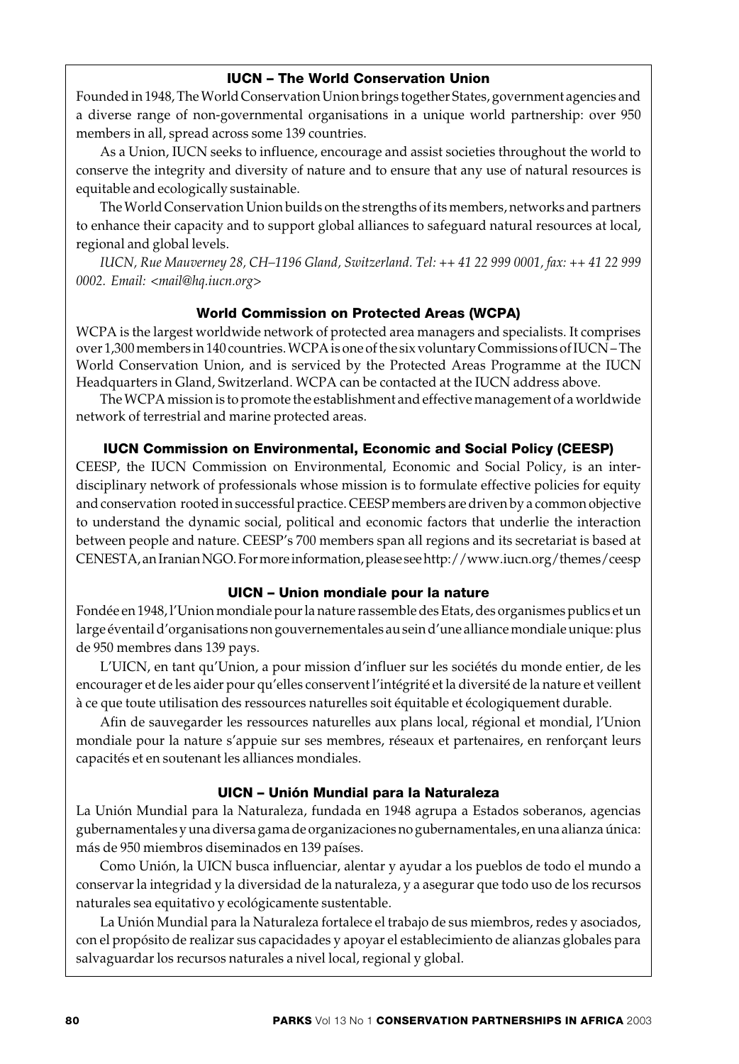## IUCN – The World Conservation Union

Founded in 1948, The World Conservation Union brings together States, government agencies and a diverse range of non-governmental organisations in a unique world partnership: over 950 members in all, spread across some 139 countries.

As a Union, IUCN seeks to influence, encourage and assist societies throughout the world to conserve the integrity and diversity of nature and to ensure that any use of natural resources is equitable and ecologically sustainable.

The World Conservation Union builds on the strengths of its members, networks and partners to enhance their capacity and to support global alliances to safeguard natural resources at local, regional and global levels.

*IUCN, Rue Mauverney 28, CH–1196 Gland, Switzerland. Tel: ++ 41 22 999 0001, fax: ++ 41 22 999 0002. Email: <mail@hq.iucn.org>*

## World Commission on Protected Areas (WCPA)

WCPA is the largest worldwide network of protected area managers and specialists. It comprises over 1,300 members in 140 countries. WCPA is one of the six voluntary Commissions of IUCN – The World Conservation Union, and is serviced by the Protected Areas Programme at the IUCN Headquarters in Gland, Switzerland. WCPA can be contacted at the IUCN address above.

The WCPA mission is to promote the establishment and effective management of a worldwide network of terrestrial and marine protected areas.

## IUCN Commission on Environmental, Economic and Social Policy (CEESP)

CEESP, the IUCN Commission on Environmental, Economic and Social Policy, is an inter-disciplinary network of professionals whose mission is to formulate effective policies for equity and conservation rooted in successful practice. CEESP members are driven by a common objective to understand the dynamic social, political and economic factors that underlie the interaction between people and nature. CEESP's 700 members span all regions and its secretariat is based at CENESTA, an Iranian NGO. For more information, please see http://www.iucn.org/themes/ceesp

## UICN – Union mondiale pour la nature

Fondée en 1948, l'Union mondiale pour la nature rassemble des Etats, des organismes publics et un large éventail d'organisations non gouvernementales au sein d'une alliance mondiale unique: plus de 950 membres dans 139 pays.

L'UICN, en tant qu'Union, a pour mission d'influer sur les sociétés du monde entier, de les encourager et de les aider pour qu'elles conservent l'intégrité et la diversité de la nature et veillent à ce que toute utilisation des ressources naturelles soit équitable et écologiquement durable.

Afin de sauvegarder les ressources naturelles aux plans local, régional et mondial, l'Union mondiale pour la nature s'appuie sur ses membres, réseaux et partenaires, en renforçant leurs capacités et en soutenant les alliances mondiales.

## UICN – Unión Mundial para la Naturaleza

La Unión Mundial para la Naturaleza, fundada en 1948 agrupa a Estados soberanos, agencias gubernamentales y una diversa gama de organizaciones no gubernamentales, en una alianza única: más de 950 miembros diseminados en 139 países.

Como Unión, la UICN busca influenciar, alentar y ayudar a los pueblos de todo el mundo a conservar la integridad y la diversidad de la naturaleza, y a asegurar que todo uso de los recursos naturales sea equitativo y ecológicamente sustentable.

La Unión Mundial para la Naturaleza fortalece el trabajo de sus miembros, redes y asociados, con el propósito de realizar sus capacidades y apoyar el establecimiento de alianzas globales para salvaguardar los recursos naturales a nivel local, regional y global.